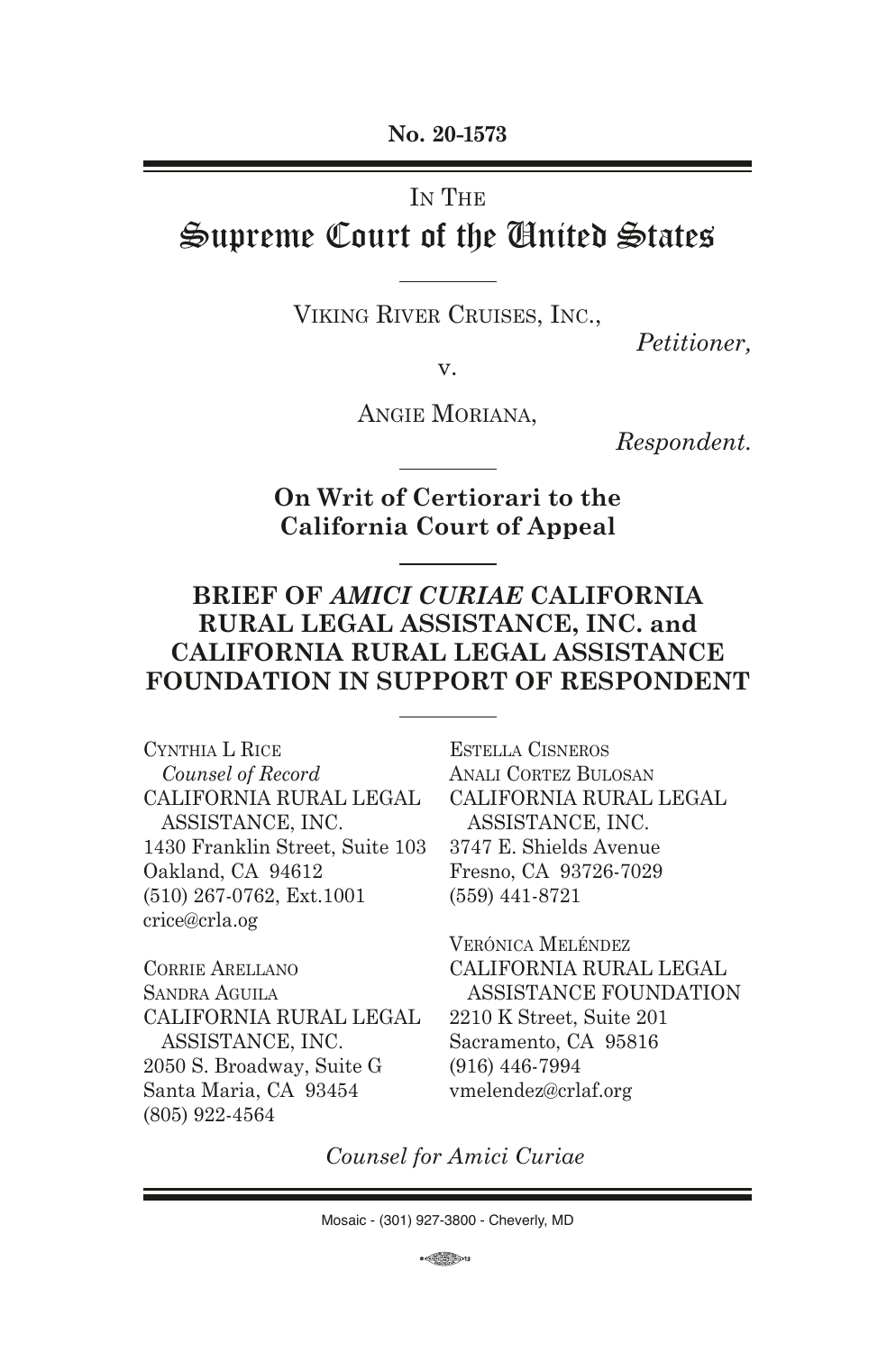**No. 20-1573**

IN THE

# Supreme Court of the United States

VIKING RIVER CRUISES, INC.,

*Petitioner,*

v.

ANGIE MORIANA,

*Respondent.*

**On Writ of Certiorari to the California Court of Appeal**

## BRIEF OF *AMICI CURIAE* CALIFORNIA RURAL LEGAL ASSISTANCE, INC. and CALIFORNIA RURAL LEGAL ASSISTANCE FOUNDATION IN SUPPORT OF RESPONDENT

CYNTHIA L RICE
*Counsel of Record*
CALIFORNIA RURAL LEGAL ASSISTANCE, INC.
1430 Franklin Street, Suite 103
Oakland, CA 94612
(510) 267-0762, Ext.1001
crice@crla.og

CORRIE ARELLANO
SANDRA AGUILA
CALIFORNIA RURAL LEGAL ASSISTANCE, INC.
2050 S. Broadway, Suite G
Santa Maria, CA 93454
(805) 922-4564

ESTELLA CISNEROS
ANALI CORTEZ BULOSAN
CALIFORNIA RURAL LEGAL ASSISTANCE, INC.
3747 E. Shields Avenue
Fresno, CA 93726-7029
(559) 441-8721

VERÓNICA MELÉNDEZ
CALIFORNIA RURAL LEGAL ASSISTANCE FOUNDATION
2210 K Street, Suite 201
Sacramento, CA 95816
(916) 446-7994
vmelendez@crlaf.org

*Counsel for Amici Curiae*

Mosaic - (301) 927-3800 - Cheverly, MD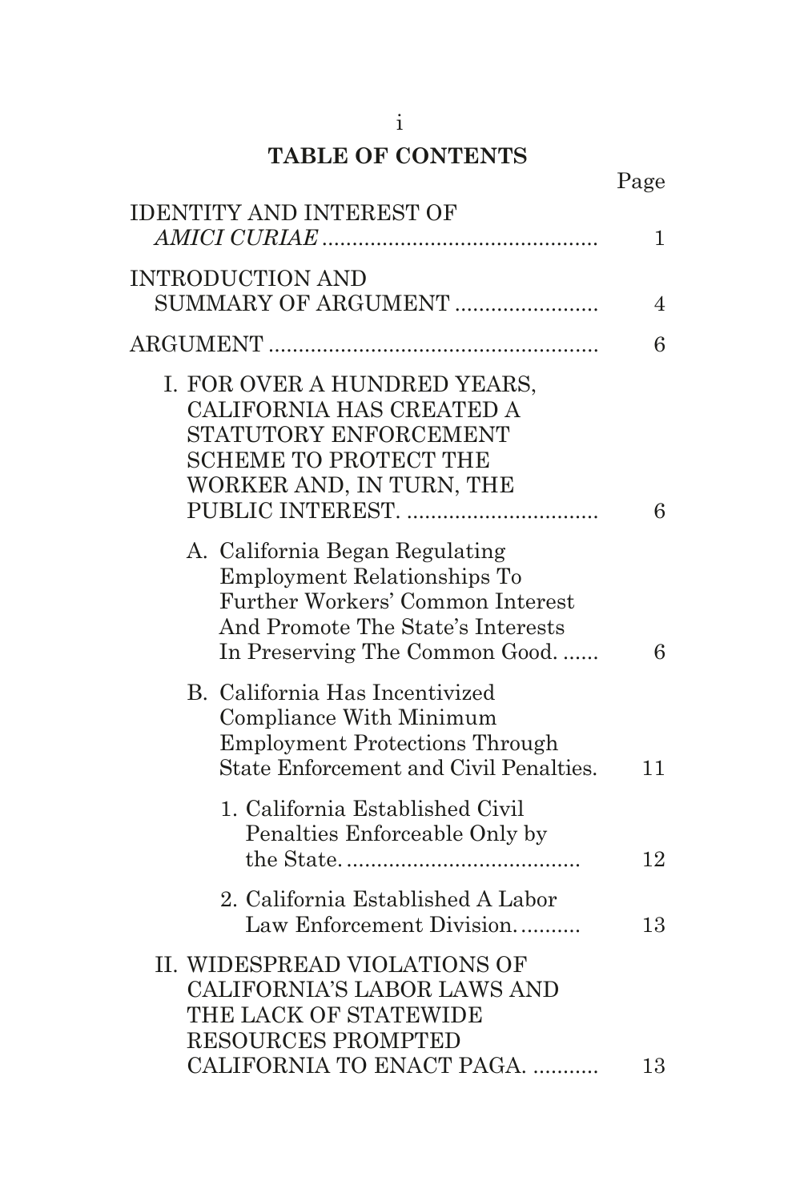## TABLE OF CONTENTS

| | Page |
|---|---|
| IDENTITY AND INTEREST OF *AMICI CURIAE* | 1 |
| INTRODUCTION AND SUMMARY OF ARGUMENT | 4 |
| ARGUMENT | 6 |
| I. FOR OVER A HUNDRED YEARS, CALIFORNIA HAS CREATED A STATUTORY ENFORCEMENT SCHEME TO PROTECT THE WORKER AND, IN TURN, THE PUBLIC INTEREST. | 6 |
| A. California Began Regulating Employment Relationships To Further Workers' Common Interest And Promote The State's Interests In Preserving The Common Good. | 6 |
| B. California Has Incentivized Compliance With Minimum Employment Protections Through State Enforcement and Civil Penalties. | 11 |
| 1. California Established Civil Penalties Enforceable Only by the State. | 12 |
| 2. California Established A Labor Law Enforcement Division. | 13 |
| II. WIDESPREAD VIOLATIONS OF CALIFORNIA'S LABOR LAWS AND THE LACK OF STATEWIDE RESOURCES PROMPTED CALIFORNIA TO ENACT PAGA. | 13 |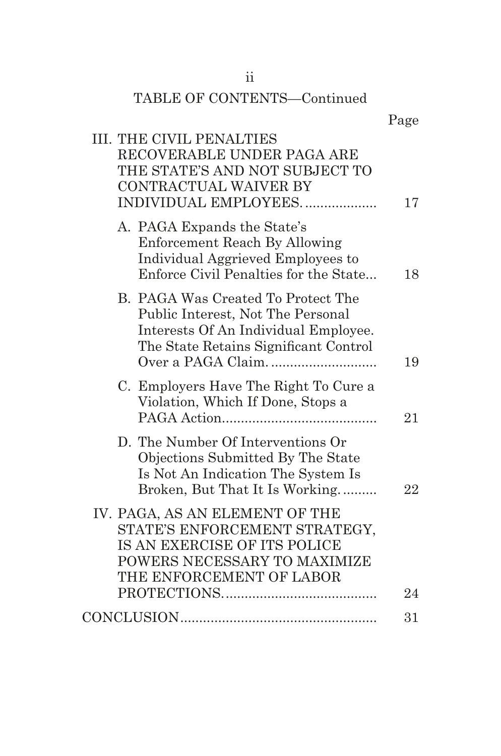TABLE OF CONTENTS—Continued

| | Page |
|---|---|
| III. THE CIVIL PENALTIES RECOVERABLE UNDER PAGA ARE THE STATE'S AND NOT SUBJECT TO CONTRACTUAL WAIVER BY INDIVIDUAL EMPLOYEES. | 17 |
| A. PAGA Expands the State's Enforcement Reach By Allowing Individual Aggrieved Employees to Enforce Civil Penalties for the State | 18 |
| B. PAGA Was Created To Protect The Public Interest, Not The Personal Interests Of An Individual Employee. The State Retains Significant Control Over a PAGA Claim. | 19 |
| C. Employers Have The Right To Cure a Violation, Which If Done, Stops a PAGA Action | 21 |
| D. The Number Of Interventions Or Objections Submitted By The State Is Not An Indication The System Is Broken, But That It Is Working. | 22 |
| IV. PAGA, AS AN ELEMENT OF THE STATE'S ENFORCEMENT STRATEGY, IS AN EXERCISE OF ITS POLICE POWERS NECESSARY TO MAXIMIZE THE ENFORCEMENT OF LABOR PROTECTIONS. | 24 |
| CONCLUSION | 31 |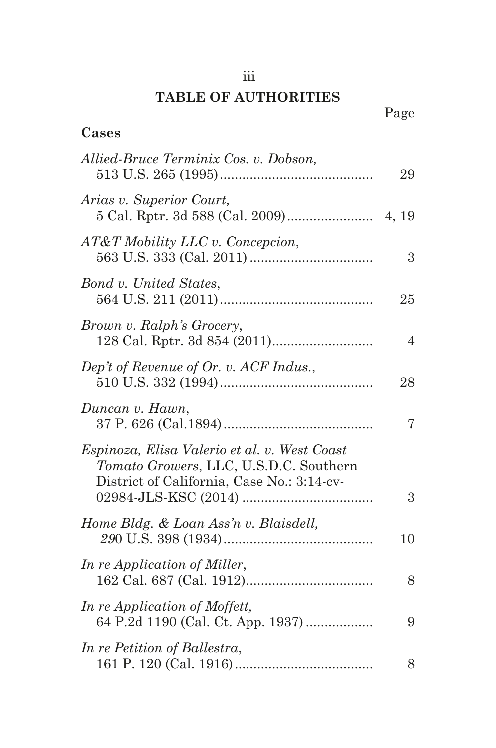## TABLE OF AUTHORITIES

| | Page |
|---|---|
| **Cases** | |
| *Allied-Bruce Terminix Cos. v. Dobson,* 513 U.S. 265 (1995) | 29 |
| *Arias v. Superior Court,* 5 Cal. Rptr. 3d 588 (Cal. 2009) | 4, 19 |
| *AT&T Mobility LLC v. Concepcion*, 563 U.S. 333 (Cal. 2011) | 3 |
| *Bond v. United States*, 564 U.S. 211 (2011) | 25 |
| *Brown v. Ralph's Grocery*, 128 Cal. Rptr. 3d 854 (2011) | 4 |
| *Dep't of Revenue of Or. v. ACF Indus.*, 510 U.S. 332 (1994) | 28 |
| *Duncan v. Hawn*, 37 P. 626 (Cal.1894) | 7 |
| *Espinoza, Elisa Valerio et al. v. West Coast Tomato Growers*, LLC, U.S.D.C. Southern District of California, Case No.: 3:14-cv-02984-JLS-KSC (2014) | 3 |
| *Home Bldg. & Loan Ass'n v. Blaisdell,* *29*0 U.S. 398 (1934) | 10 |
| *In re Application of Miller*, 162 Cal. 687 (Cal. 1912) | 8 |
| *In re Application of Moffett,* 64 P.2d 1190 (Cal. Ct. App. 1937) | 9 |
| *In re Petition of Ballestra*, 161 P. 120 (Cal. 1916) | 8 |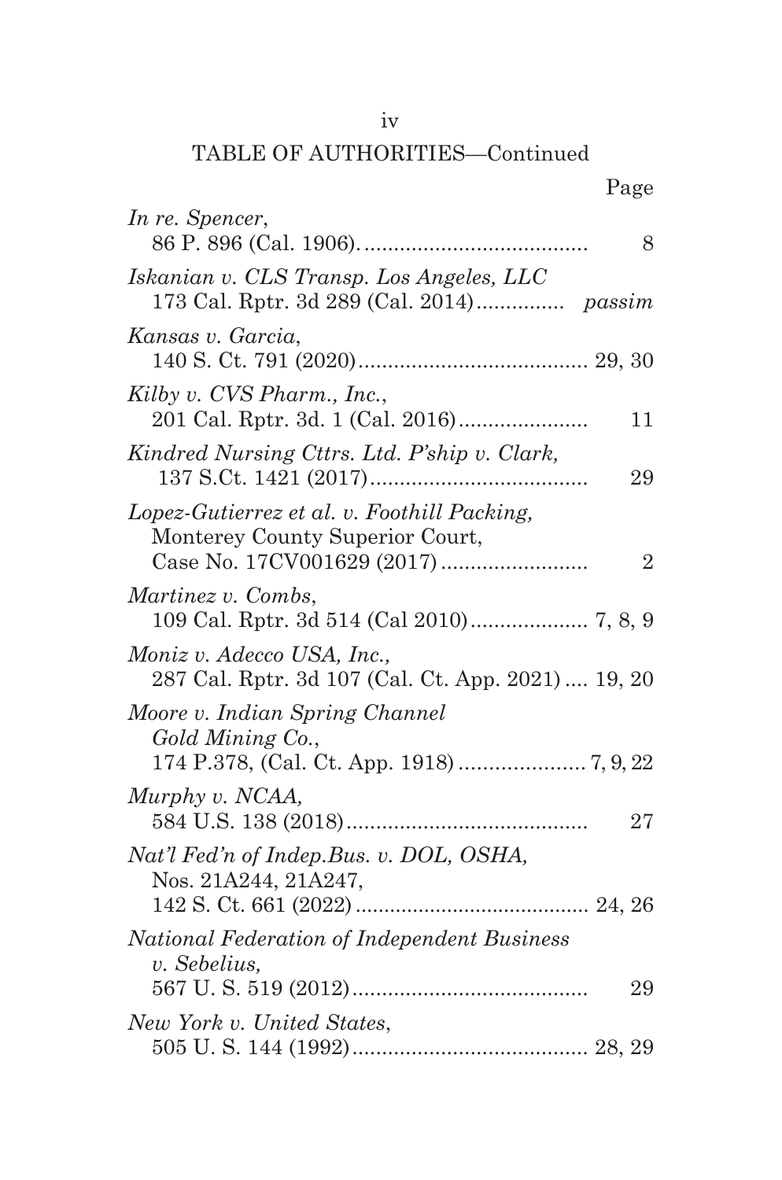TABLE OF AUTHORITIES—Continued

| | Page |
|---|---|
| *In re. Spencer*, 86 P. 896 (Cal. 1906). | 8 |
| *Iskanian v. CLS Transp. Los Angeles, LLC* 173 Cal. Rptr. 3d 289 (Cal. 2014) | *passim* |
| *Kansas v. Garcia*, 140 S. Ct. 791 (2020) | 29, 30 |
| *Kilby v. CVS Pharm., Inc.*, 201 Cal. Rptr. 3d. 1 (Cal. 2016) | 11 |
| *Kindred Nursing Cttrs. Ltd. P'ship v. Clark,* 137 S.Ct. 1421 (2017) | 29 |
| *Lopez-Gutierrez et al. v. Foothill Packing,* Monterey County Superior Court, Case No. 17CV001629 (2017) | 2 |
| *Martinez v. Combs*, 109 Cal. Rptr. 3d 514 (Cal 2010) | 7, 8, 9 |
| *Moniz v. Adecco USA, Inc.,* 287 Cal. Rptr. 3d 107 (Cal. Ct. App. 2021) | 19, 20 |
| *Moore v. Indian Spring Channel Gold Mining Co.*, 174 P.378, (Cal. Ct. App. 1918) | 7, 9, 22 |
| *Murphy v. NCAA,* 584 U.S. 138 (2018) | 27 |
| *Nat'l Fed'n of Indep.Bus. v. DOL, OSHA,* Nos. 21A244, 21A247, 142 S. Ct. 661 (2022) | 24, 26 |
| *National Federation of Independent Business v. Sebelius,* 567 U. S. 519 (2012) | 29 |
| *New York v. United States*, 505 U. S. 144 (1992) | 28, 29 |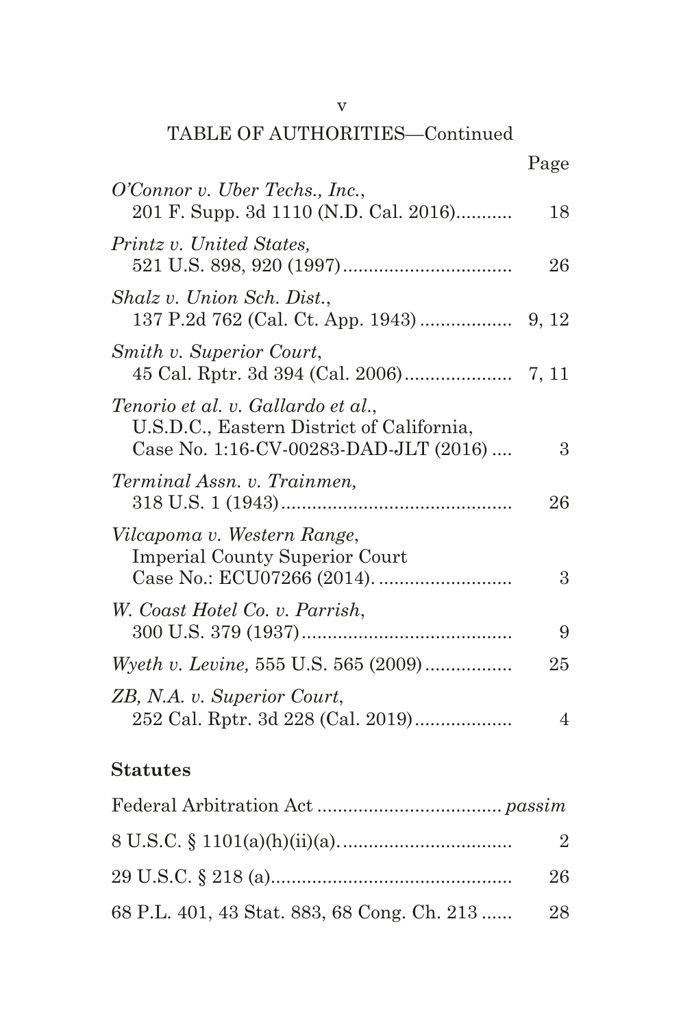TABLE OF AUTHORITIES—Continued

| | Page |
|---|---|
| *O'Connor v. Uber Techs., Inc.*, 201 F. Supp. 3d 1110 (N.D. Cal. 2016) | 18 |
| *Printz v. United States,* 521 U.S. 898, 920 (1997) | 26 |
| *Shalz v. Union Sch. Dist.*, 137 P.2d 762 (Cal. Ct. App. 1943) | 9, 12 |
| *Smith v. Superior Court*, 45 Cal. Rptr. 3d 394 (Cal. 2006) | 7, 11 |
| *Tenorio et al. v. Gallardo et al.*, U.S.D.C., Eastern District of California, Case No. 1:16-CV-00283-DAD-JLT (2016) | 3 |
| *Terminal Assn. v. Trainmen,* 318 U.S. 1 (1943) | 26 |
| *Vilcapoma v. Western Range*, Imperial County Superior Court Case No.: ECU07266 (2014). | 3 |
| *W. Coast Hotel Co. v. Parrish*, 300 U.S. 379 (1937) | 9 |
| *Wyeth v. Levine,* 555 U.S. 565 (2009) | 25 |
| *ZB, N.A. v. Superior Court*, 252 Cal. Rptr. 3d 228 (Cal. 2019) | 4 |

**Statutes**

| | |
|---|---|
| Federal Arbitration Act | *passim* |
| 8 U.S.C. § 1101(a)(h)(ii)(a). | 2 |
| 29 U.S.C. § 218 (a) | 26 |
| 68 P.L. 401, 43 Stat. 883, 68 Cong. Ch. 213 | 28 |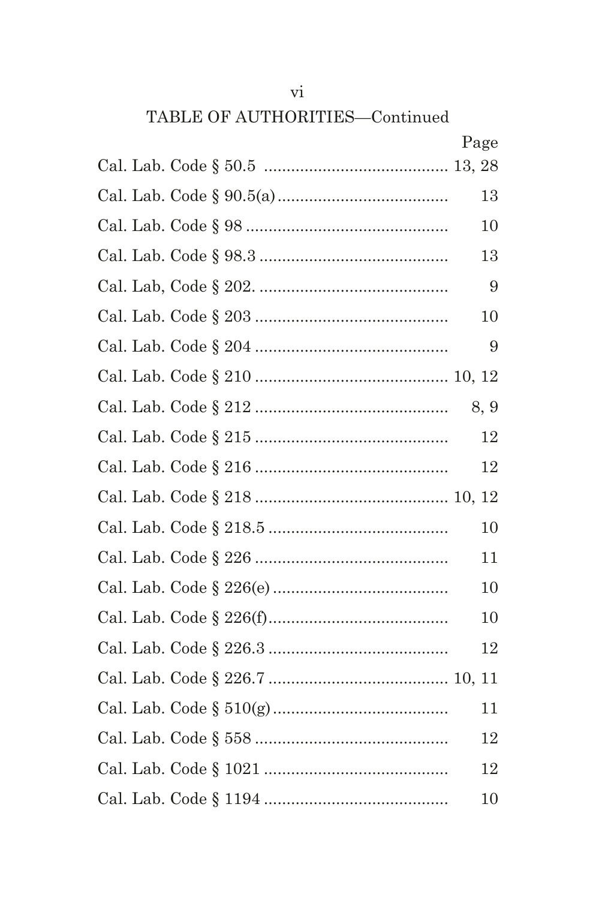TABLE OF AUTHORITIES—Continued

| | Page |
|---|---|
| Cal. Lab. Code § 50.5 | 13, 28 |
| Cal. Lab. Code § 90.5(a) | 13 |
| Cal. Lab. Code § 98 | 10 |
| Cal. Lab. Code § 98.3 | 13 |
| Cal. Lab, Code § 202. | 9 |
| Cal. Lab. Code § 203 | 10 |
| Cal. Lab. Code § 204 | 9 |
| Cal. Lab. Code § 210 | 10, 12 |
| Cal. Lab. Code § 212 | 8, 9 |
| Cal. Lab. Code § 215 | 12 |
| Cal. Lab. Code § 216 | 12 |
| Cal. Lab. Code § 218 | 10, 12 |
| Cal. Lab. Code § 218.5 | 10 |
| Cal. Lab. Code § 226 | 11 |
| Cal. Lab. Code § 226(e) | 10 |
| Cal. Lab. Code § 226(f) | 10 |
| Cal. Lab. Code § 226.3 | 12 |
| Cal. Lab. Code § 226.7 | 10, 11 |
| Cal. Lab. Code § 510(g) | 11 |
| Cal. Lab. Code § 558 | 12 |
| Cal. Lab. Code § 1021 | 12 |
| Cal. Lab. Code § 1194 | 10 |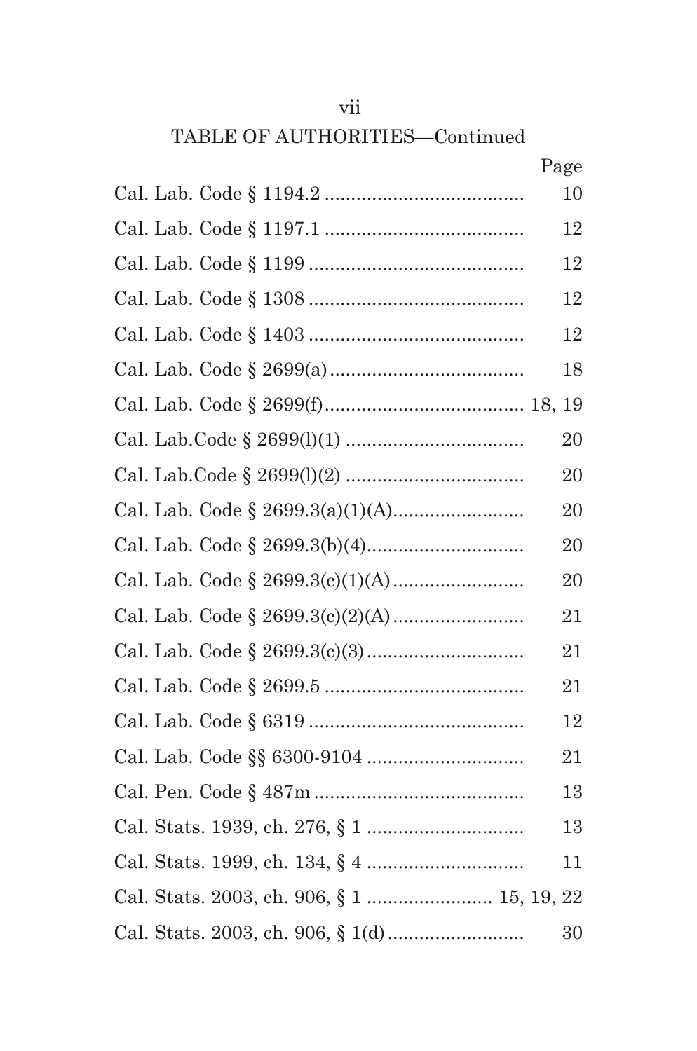TABLE OF AUTHORITIES—Continued

| | Page |
|---|---|
| Cal. Lab. Code § 1194.2 | 10 |
| Cal. Lab. Code § 1197.1 | 12 |
| Cal. Lab. Code § 1199 | 12 |
| Cal. Lab. Code § 1308 | 12 |
| Cal. Lab. Code § 1403 | 12 |
| Cal. Lab. Code § 2699(a) | 18 |
| Cal. Lab. Code § 2699(f) | 18, 19 |
| Cal. Lab.Code § 2699(l)(1) | 20 |
| Cal. Lab.Code § 2699(l)(2) | 20 |
| Cal. Lab. Code § 2699.3(a)(1)(A) | 20 |
| Cal. Lab. Code § 2699.3(b)(4) | 20 |
| Cal. Lab. Code § 2699.3(c)(1)(A) | 20 |
| Cal. Lab. Code § 2699.3(c)(2)(A) | 21 |
| Cal. Lab. Code § 2699.3(c)(3) | 21 |
| Cal. Lab. Code § 2699.5 | 21 |
| Cal. Lab. Code § 6319 | 12 |
| Cal. Lab. Code §§ 6300-9104 | 21 |
| Cal. Pen. Code § 487m | 13 |
| Cal. Stats. 1939, ch. 276, § 1 | 13 |
| Cal. Stats. 1999, ch. 134, § 4 | 11 |
| Cal. Stats. 2003, ch. 906, § 1 | 15, 19, 22 |
| Cal. Stats. 2003, ch. 906, § 1(d) | 30 |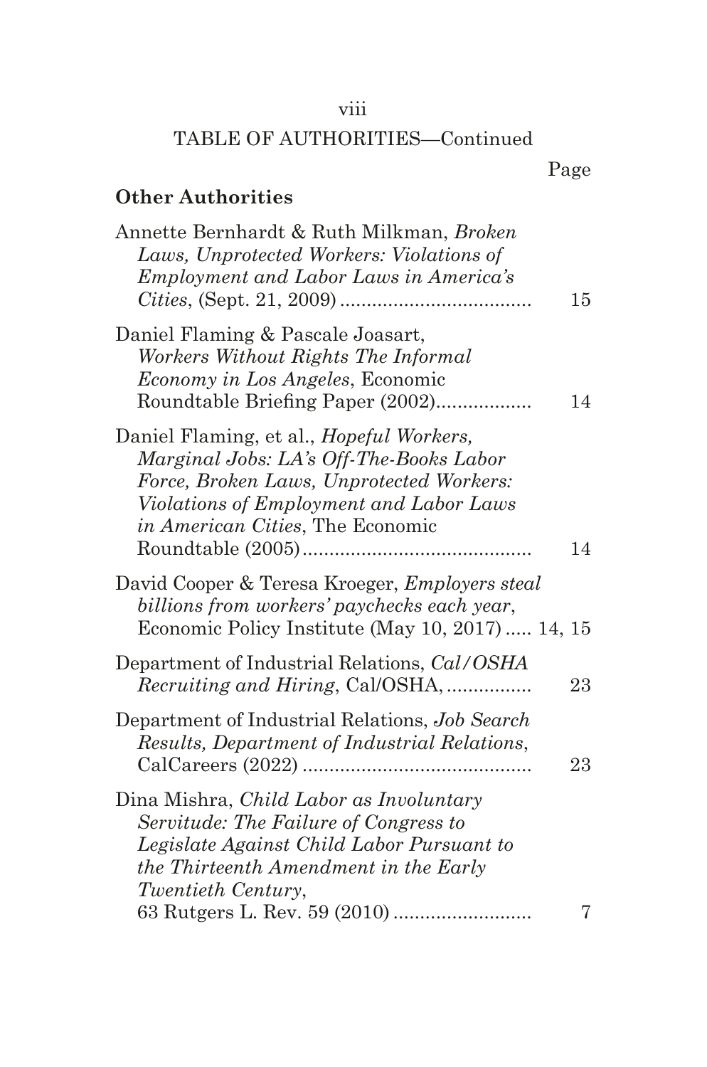TABLE OF AUTHORITIES—Continued

Page

**Other Authorities**

Annette Bernhardt & Ruth Milkman, *Broken Laws, Unprotected Workers: Violations of Employment and Labor Laws in America's Cities*, (Sept. 21, 2009) .................................... 15

Daniel Flaming & Pascale Joasart, *Workers Without Rights The Informal Economy in Los Angeles*, Economic Roundtable Briefing Paper (2002).................. 14

Daniel Flaming, et al., *Hopeful Workers, Marginal Jobs: LA's Off-The-Books Labor Force, Broken Laws, Unprotected Workers: Violations of Employment and Labor Laws in American Cities*, The Economic Roundtable (2005)........................................... 14

David Cooper & Teresa Kroeger, *Employers steal billions from workers' paychecks each year*, Economic Policy Institute (May 10, 2017) ..... 14, 15

Department of Industrial Relations, *Cal/OSHA Recruiting and Hiring*, Cal/OSHA, ................ 23

Department of Industrial Relations, *Job Search Results, Department of Industrial Relations*, CalCareers (2022) ........................................... 23

Dina Mishra, *Child Labor as Involuntary Servitude: The Failure of Congress to Legislate Against Child Labor Pursuant to the Thirteenth Amendment in the Early Twentieth Century*, 63 Rutgers L. Rev. 59 (2010) .......................... 7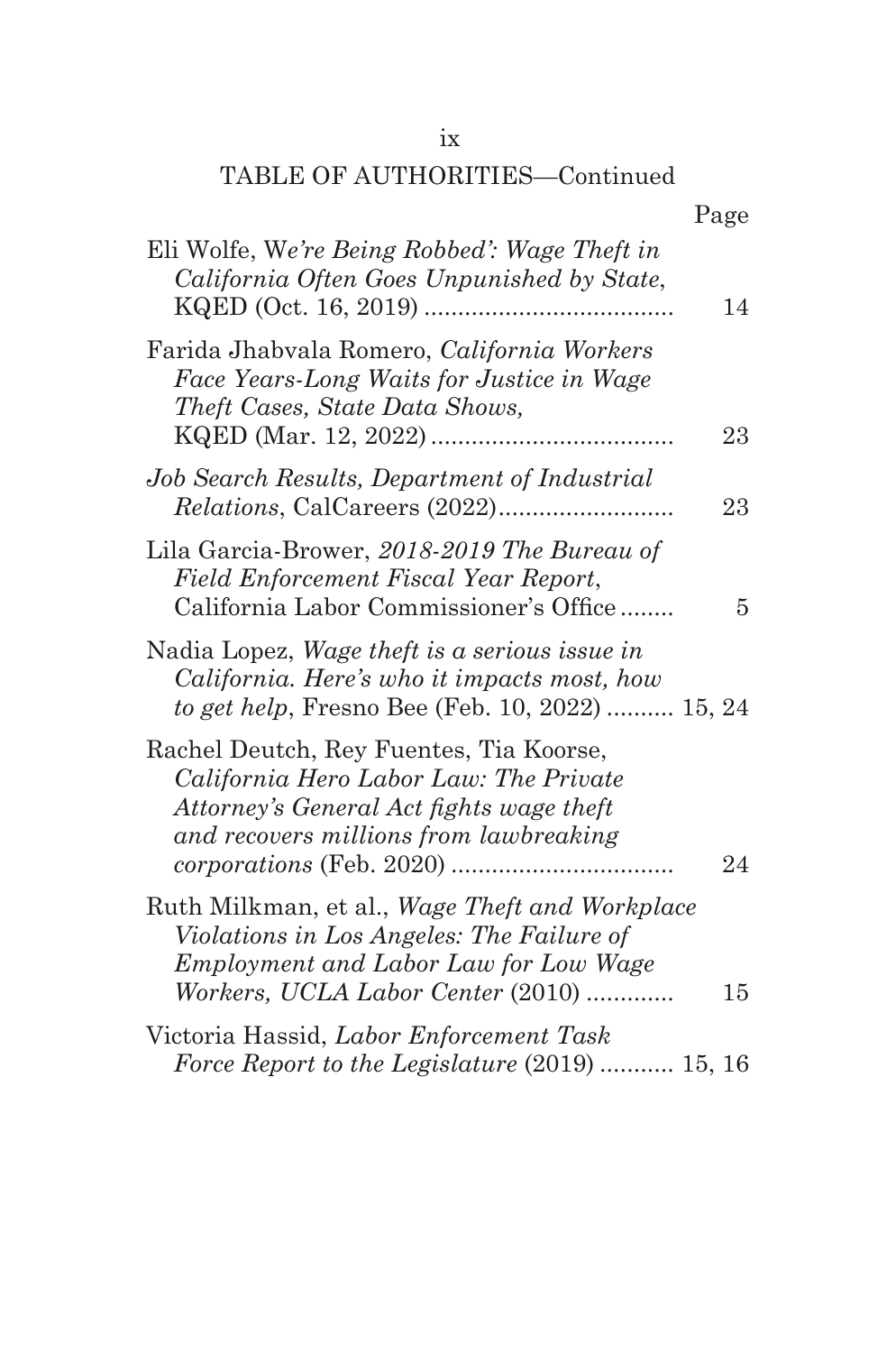TABLE OF AUTHORITIES—Continued

| | Page |
|---|---|
| Eli Wolfe, W*e're Being Robbed': Wage Theft in California Often Goes Unpunished by State*, KQED (Oct. 16, 2019) .................................... | 14 |
| Farida Jhabvala Romero, *California Workers Face Years-Long Waits for Justice in Wage Theft Cases, State Data Shows,* KQED (Mar. 12, 2022) .................................... | 23 |
| *Job Search Results, Department of Industrial Relations*, CalCareers (2022).......................... | 23 |
| Lila Garcia-Brower, *2018-2019 The Bureau of Field Enforcement Fiscal Year Report*, California Labor Commissioner's Office ........ | 5 |
| Nadia Lopez, *Wage theft is a serious issue in California. Here's who it impacts most, how to get help*, Fresno Bee (Feb. 10, 2022) .......... | 15, 24 |
| Rachel Deutch, Rey Fuentes, Tia Koorse, *California Hero Labor Law: The Private Attorney's General Act fights wage theft and recovers millions from lawbreaking corporations* (Feb. 2020) ................................ | 24 |
| Ruth Milkman, et al., *Wage Theft and Workplace Violations in Los Angeles: The Failure of Employment and Labor Law for Low Wage Workers, UCLA Labor Center* (2010) ............. | 15 |
| Victoria Hassid, *Labor Enforcement Task Force Report to the Legislature* (2019) ........... | 15, 16 |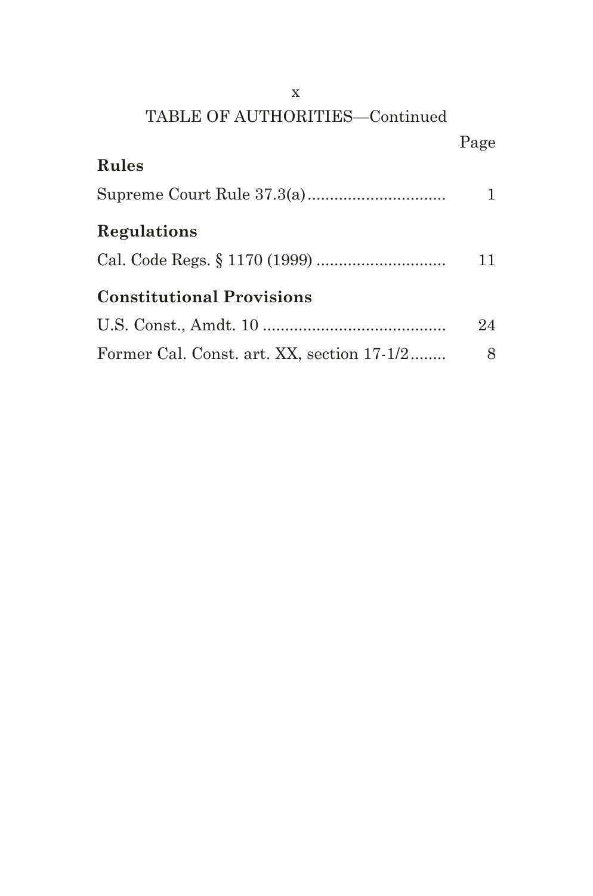TABLE OF AUTHORITIES—Continued

| | Page |
|---|---|
| **Rules** | |
| Supreme Court Rule 37.3(a) | 1 |
| **Regulations** | |
| Cal. Code Regs. § 1170 (1999) | 11 |
| **Constitutional Provisions** | |
| U.S. Const., Amdt. 10 | 24 |
| Former Cal. Const. art. XX, section 17-1/2 | 8 |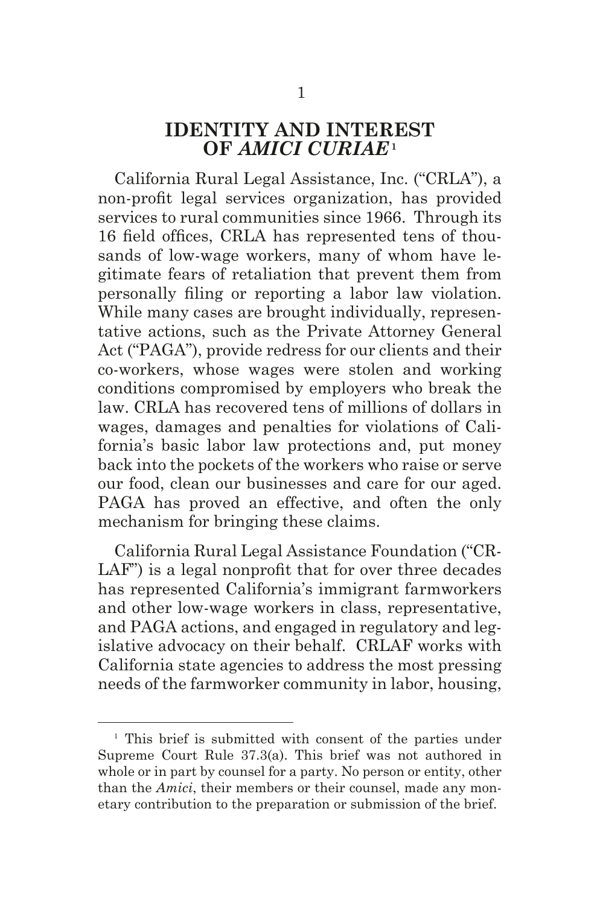# IDENTITY AND INTEREST OF *AMICI CURIAE*[1]

California Rural Legal Assistance, Inc. ("CRLA"), a non-profit legal services organization, has provided services to rural communities since 1966. Through its 16 field offices, CRLA has represented tens of thousands of low-wage workers, many of whom have legitimate fears of retaliation that prevent them from personally filing or reporting a labor law violation. While many cases are brought individually, representative actions, such as the Private Attorney General Act ("PAGA"), provide redress for our clients and their co-workers, whose wages were stolen and working conditions compromised by employers who break the law. CRLA has recovered tens of millions of dollars in wages, damages and penalties for violations of California's basic labor law protections and, put money back into the pockets of the workers who raise or serve our food, clean our businesses and care for our aged. PAGA has proved an effective, and often the only mechanism for bringing these claims.

California Rural Legal Assistance Foundation ("CRLAF") is a legal nonprofit that for over three decades has represented California's immigrant farmworkers and other low-wage workers in class, representative, and PAGA actions, and engaged in regulatory and legislative advocacy on their behalf. CRLAF works with California state agencies to address the most pressing needs of the farmworker community in labor, housing,

[1] This brief is submitted with consent of the parties under Supreme Court Rule 37.3(a). This brief was not authored in whole or in part by counsel for a party. No person or entity, other than the *Amici*, their members or their counsel, made any monetary contribution to the preparation or submission of the brief.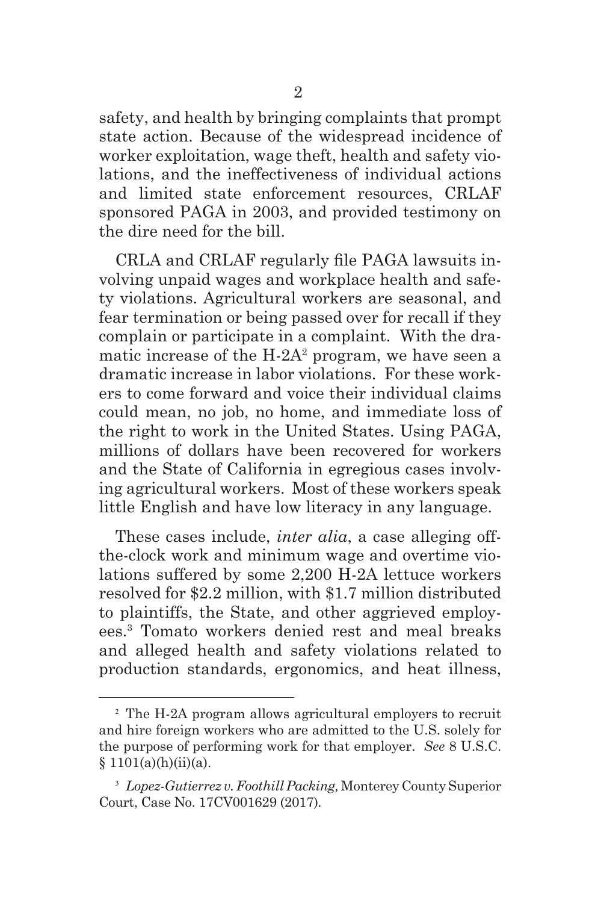safety, and health by bringing complaints that prompt state action. Because of the widespread incidence of worker exploitation, wage theft, health and safety violations, and the ineffectiveness of individual actions and limited state enforcement resources, CRLAF sponsored PAGA in 2003, and provided testimony on the dire need for the bill.

CRLA and CRLAF regularly file PAGA lawsuits involving unpaid wages and workplace health and safety violations. Agricultural workers are seasonal, and fear termination or being passed over for recall if they complain or participate in a complaint. With the dramatic increase of the H-2A[2] program, we have seen a dramatic increase in labor violations. For these workers to come forward and voice their individual claims could mean, no job, no home, and immediate loss of the right to work in the United States. Using PAGA, millions of dollars have been recovered for workers and the State of California in egregious cases involving agricultural workers. Most of these workers speak little English and have low literacy in any language.

These cases include, *inter alia*, a case alleging off-the-clock work and minimum wage and overtime violations suffered by some 2,200 H-2A lettuce workers resolved for $2.2 million, with $1.7 million distributed to plaintiffs, the State, and other aggrieved employees.[3] Tomato workers denied rest and meal breaks and alleged health and safety violations related to production standards, ergonomics, and heat illness,

---

[2] The H-2A program allows agricultural employers to recruit and hire foreign workers who are admitted to the U.S. solely for the purpose of performing work for that employer. *See* 8 U.S.C. § 1101(a)(h)(ii)(a).

[3] *Lopez-Gutierrez v. Foothill Packing,* Monterey County Superior Court, Case No. 17CV001629 (2017).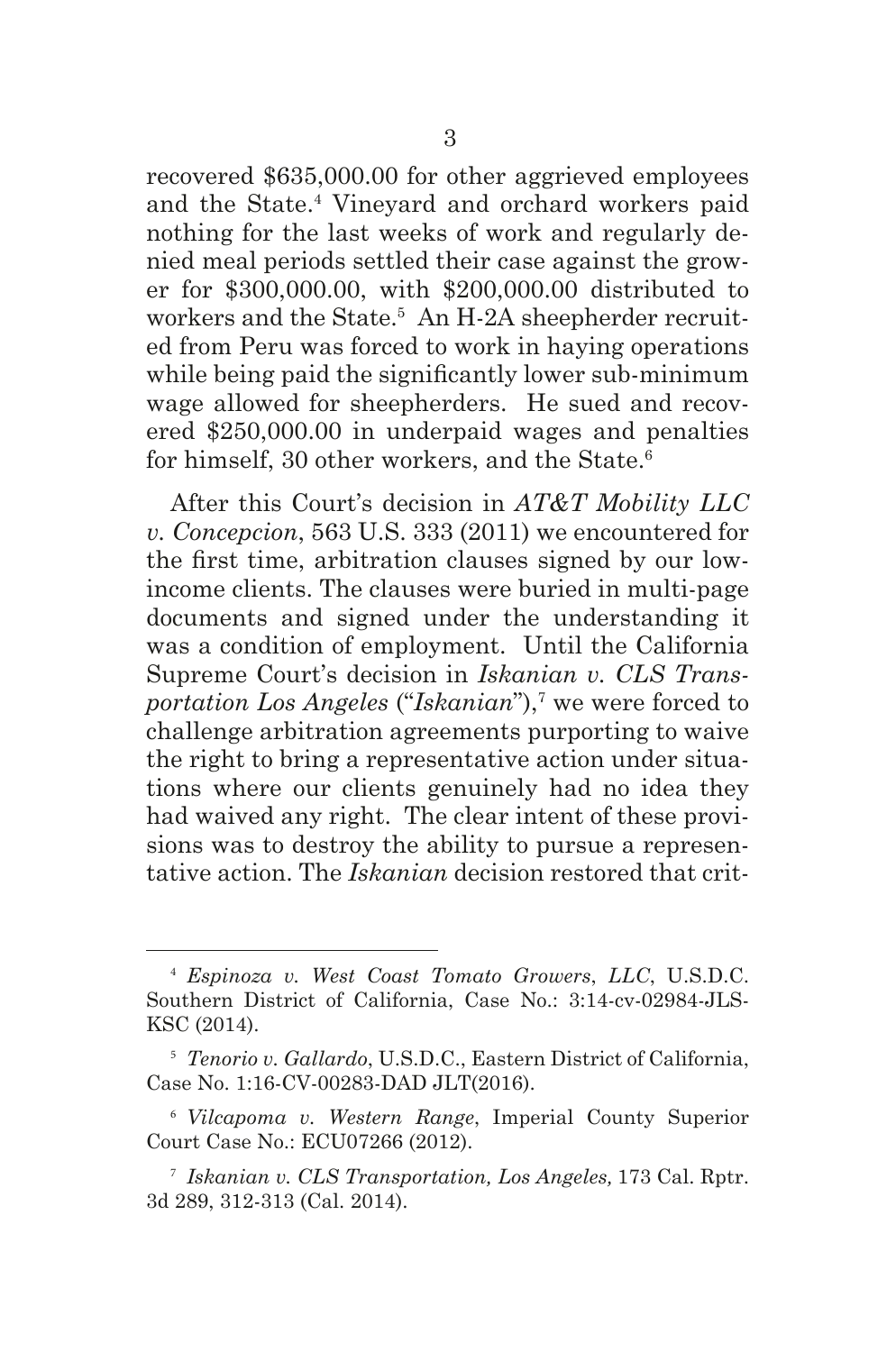recovered $635,000.00 for other aggrieved employees and the State.[4] Vineyard and orchard workers paid nothing for the last weeks of work and regularly denied meal periods settled their case against the grower for $300,000.00, with $200,000.00 distributed to workers and the State.[5] An H-2A sheepherder recruited from Peru was forced to work in haying operations while being paid the significantly lower sub-minimum wage allowed for sheepherders. He sued and recovered $250,000.00 in underpaid wages and penalties for himself, 30 other workers, and the State.[6]

After this Court's decision in *AT&T Mobility LLC v. Concepcion*, 563 U.S. 333 (2011) we encountered for the first time, arbitration clauses signed by our low-income clients. The clauses were buried in multi-page documents and signed under the understanding it was a condition of employment. Until the California Supreme Court's decision in *Iskanian v. CLS Transportation Los Angeles* ("*Iskanian*"),[7] we were forced to challenge arbitration agreements purporting to waive the right to bring a representative action under situations where our clients genuinely had no idea they had waived any right. The clear intent of these provisions was to destroy the ability to pursue a representative action. The *Iskanian* decision restored that crit-

---

[4] *Espinoza v. West Coast Tomato Growers, LLC*, U.S.D.C. Southern District of California, Case No.: 3:14-cv-02984-JLS-KSC (2014).

[5] *Tenorio v. Gallardo*, U.S.D.C., Eastern District of California, Case No. 1:16-CV-00283-DAD JLT(2016).

[6] *Vilcapoma v. Western Range*, Imperial County Superior Court Case No.: ECU07266 (2012).

[7] *Iskanian v. CLS Transportation, Los Angeles,* 173 Cal. Rptr. 3d 289, 312-313 (Cal. 2014).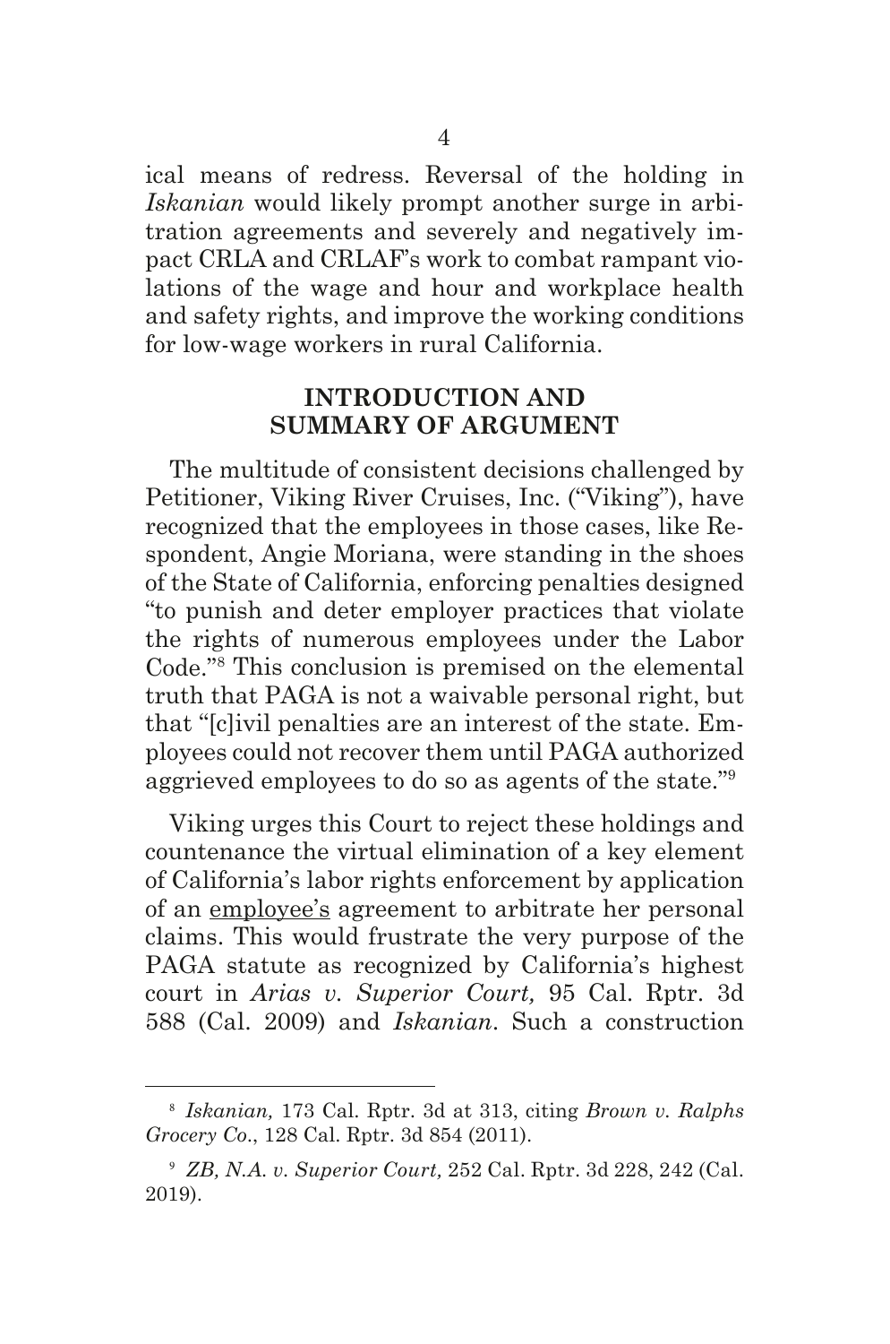ical means of redress. Reversal of the holding in *Iskanian* would likely prompt another surge in arbitration agreements and severely and negatively impact CRLA and CRLAF's work to combat rampant violations of the wage and hour and workplace health and safety rights, and improve the working conditions for low-wage workers in rural California.

## INTRODUCTION AND SUMMARY OF ARGUMENT

The multitude of consistent decisions challenged by Petitioner, Viking River Cruises, Inc. ("Viking"), have recognized that the employees in those cases, like Respondent, Angie Moriana, were standing in the shoes of the State of California, enforcing penalties designed "to punish and deter employer practices that violate the rights of numerous employees under the Labor Code."[8] This conclusion is premised on the elemental truth that PAGA is not a waivable personal right, but that "[c]ivil penalties are an interest of the state. Employees could not recover them until PAGA authorized aggrieved employees to do so as agents of the state."[9]

Viking urges this Court to reject these holdings and countenance the virtual elimination of a key element of California's labor rights enforcement by application of an <u>employee's</u> agreement to arbitrate her personal claims. This would frustrate the very purpose of the PAGA statute as recognized by California's highest court in *Arias v. Superior Court,* 95 Cal. Rptr. 3d 588 (Cal. 2009) and *Iskanian*. Such a construction

---

[8] *Iskanian,* 173 Cal. Rptr. 3d at 313, citing *Brown v. Ralphs Grocery Co*., 128 Cal. Rptr. 3d 854 (2011).

[9] *ZB, N.A. v. Superior Court,* 252 Cal. Rptr. 3d 228, 242 (Cal. 2019).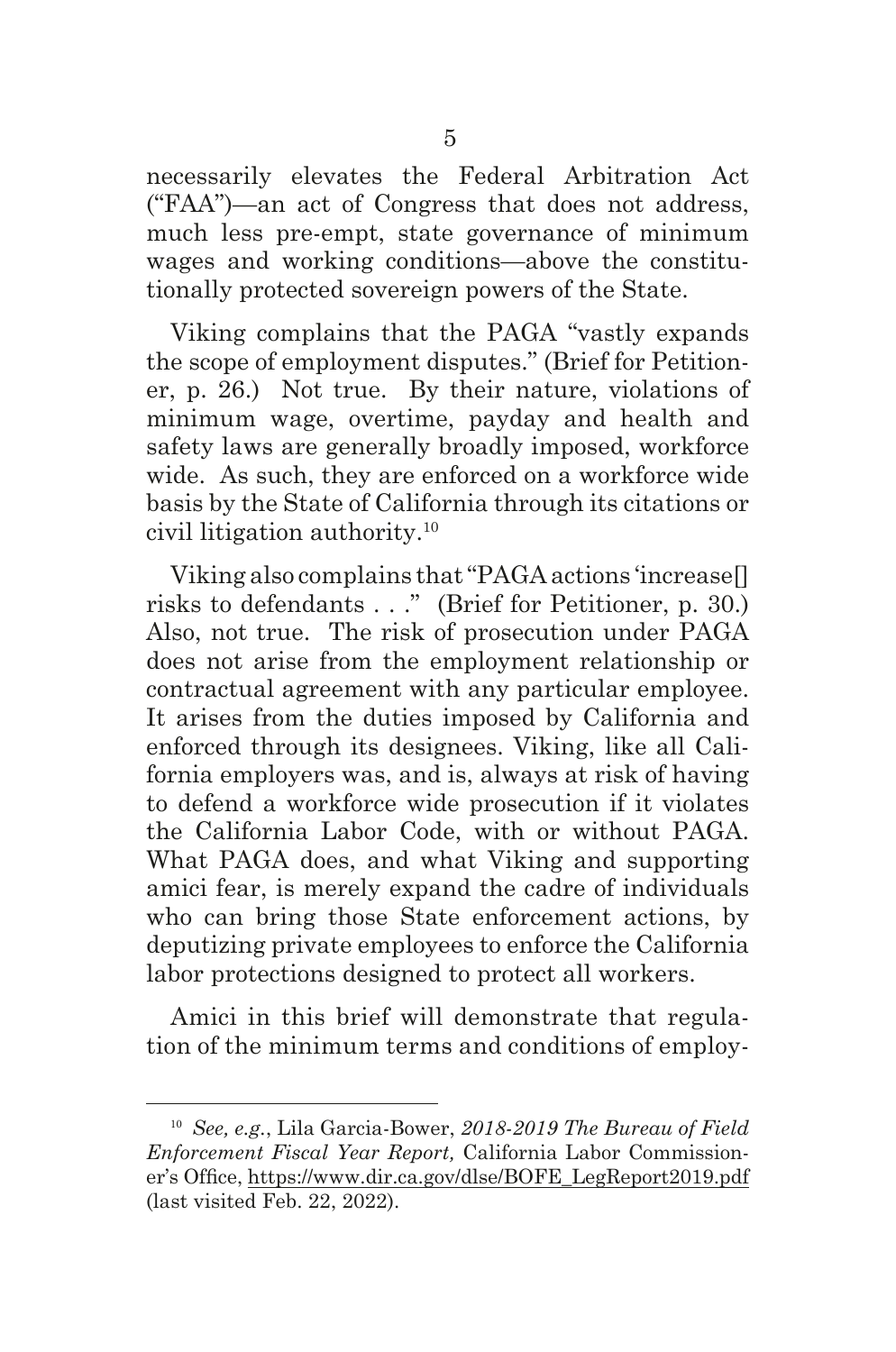necessarily elevates the Federal Arbitration Act ("FAA")—an act of Congress that does not address, much less pre-empt, state governance of minimum wages and working conditions—above the constitutionally protected sovereign powers of the State.

Viking complains that the PAGA "vastly expands the scope of employment disputes." (Brief for Petitioner, p. 26.) Not true. By their nature, violations of minimum wage, overtime, payday and health and safety laws are generally broadly imposed, workforce wide. As such, they are enforced on a workforce wide basis by the State of California through its citations or civil litigation authority.[10]

Viking also complains that "PAGA actions 'increase[] risks to defendants . . ." (Brief for Petitioner, p. 30.) Also, not true. The risk of prosecution under PAGA does not arise from the employment relationship or contractual agreement with any particular employee. It arises from the duties imposed by California and enforced through its designees. Viking, like all California employers was, and is, always at risk of having to defend a workforce wide prosecution if it violates the California Labor Code, with or without PAGA. What PAGA does, and what Viking and supporting amici fear, is merely expand the cadre of individuals who can bring those State enforcement actions, by deputizing private employees to enforce the California labor protections designed to protect all workers.

Amici in this brief will demonstrate that regulation of the minimum terms and conditions of employ-

---

[10] *See, e.g.*, Lila Garcia-Bower, *2018-2019 The Bureau of Field Enforcement Fiscal Year Report,* California Labor Commissioner's Office, https://www.dir.ca.gov/dlse/BOFE_LegReport2019.pdf (last visited Feb. 22, 2022).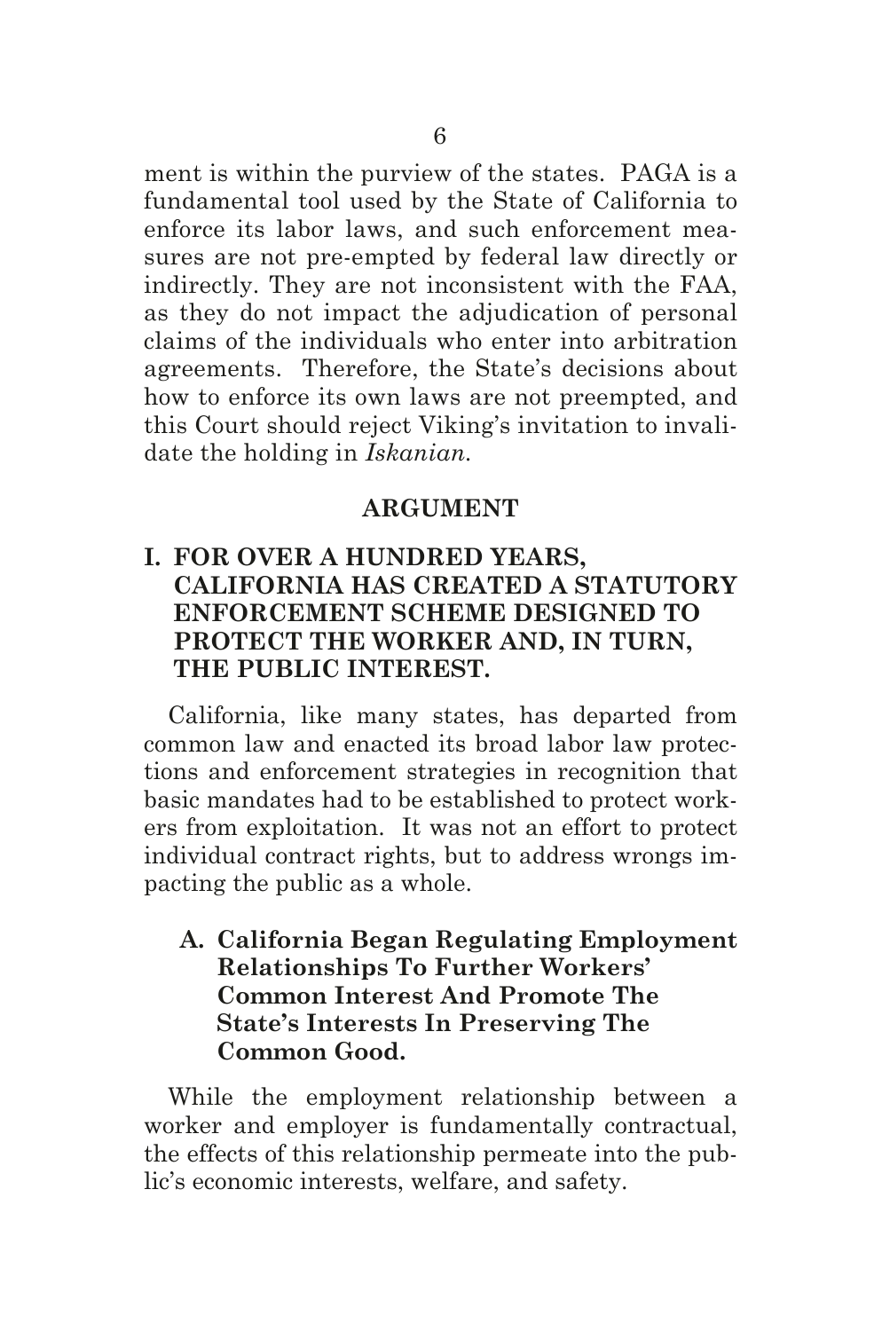ment is within the purview of the states. PAGA is a fundamental tool used by the State of California to enforce its labor laws, and such enforcement measures are not pre-empted by federal law directly or indirectly. They are not inconsistent with the FAA, as they do not impact the adjudication of personal claims of the individuals who enter into arbitration agreements. Therefore, the State's decisions about how to enforce its own laws are not preempted, and this Court should reject Viking's invitation to invalidate the holding in *Iskanian*.

## ARGUMENT

### I. FOR OVER A HUNDRED YEARS, CALIFORNIA HAS CREATED A STATUTORY ENFORCEMENT SCHEME DESIGNED TO PROTECT THE WORKER AND, IN TURN, THE PUBLIC INTEREST.

California, like many states, has departed from common law and enacted its broad labor law protections and enforcement strategies in recognition that basic mandates had to be established to protect workers from exploitation. It was not an effort to protect individual contract rights, but to address wrongs impacting the public as a whole.

#### A. California Began Regulating Employment Relationships To Further Workers' Common Interest And Promote The State's Interests In Preserving The Common Good.

While the employment relationship between a worker and employer is fundamentally contractual, the effects of this relationship permeate into the public's economic interests, welfare, and safety.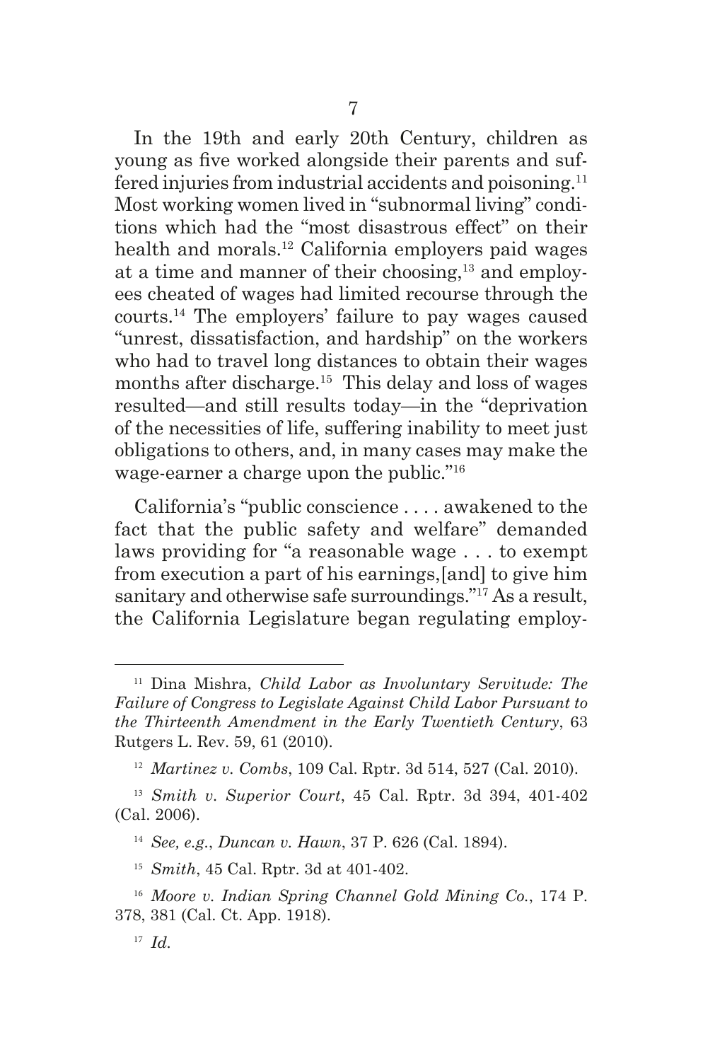In the 19th and early 20th Century, children as young as five worked alongside their parents and suffered injuries from industrial accidents and poisoning.[11] Most working women lived in "subnormal living" conditions which had the "most disastrous effect" on their health and morals.[12] California employers paid wages at a time and manner of their choosing,[13] and employees cheated of wages had limited recourse through the courts.[14] The employers' failure to pay wages caused "unrest, dissatisfaction, and hardship" on the workers who had to travel long distances to obtain their wages months after discharge.[15] This delay and loss of wages resulted—and still results today—in the "deprivation of the necessities of life, suffering inability to meet just obligations to others, and, in many cases may make the wage-earner a charge upon the public."[16]

California's "public conscience . . . . awakened to the fact that the public safety and welfare" demanded laws providing for "a reasonable wage . . . to exempt from execution a part of his earnings,[and] to give him sanitary and otherwise safe surroundings."[17] As a result, the California Legislature began regulating employ-

---

[11] Dina Mishra, *Child Labor as Involuntary Servitude: The Failure of Congress to Legislate Against Child Labor Pursuant to the Thirteenth Amendment in the Early Twentieth Century*, 63 Rutgers L. Rev. 59, 61 (2010).

[12] *Martinez v. Combs*, 109 Cal. Rptr. 3d 514, 527 (Cal. 2010).

[13] *Smith v. Superior Court*, 45 Cal. Rptr. 3d 394, 401-402 (Cal. 2006).

[14] *See, e.g.*, *Duncan v. Hawn*, 37 P. 626 (Cal. 1894).

[15] *Smith*, 45 Cal. Rptr. 3d at 401-402.

[16] *Moore v. Indian Spring Channel Gold Mining Co.*, 174 P. 378, 381 (Cal. Ct. App. 1918).

[17] *Id.*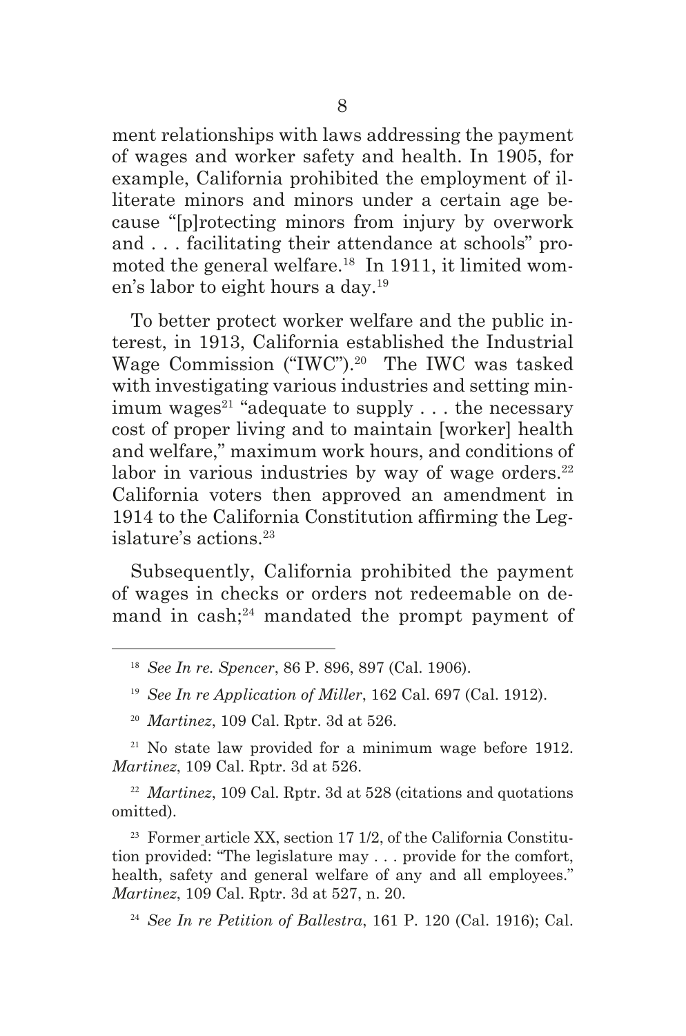ment relationships with laws addressing the payment of wages and worker safety and health. In 1905, for example, California prohibited the employment of illiterate minors and minors under a certain age because "[p]rotecting minors from injury by overwork and . . . facilitating their attendance at schools" promoted the general welfare.[18] In 1911, it limited women's labor to eight hours a day.[19]

To better protect worker welfare and the public interest, in 1913, California established the Industrial Wage Commission ("IWC").[20] The IWC was tasked with investigating various industries and setting minimum wages[21] "adequate to supply . . . the necessary cost of proper living and to maintain [worker] health and welfare," maximum work hours, and conditions of labor in various industries by way of wage orders.[22] California voters then approved an amendment in 1914 to the California Constitution affirming the Legislature's actions.[23]

Subsequently, California prohibited the payment of wages in checks or orders not redeemable on demand in cash;[24] mandated the prompt payment of

---

[18] *See In re. Spencer*, 86 P. 896, 897 (Cal. 1906).

[19] *See In re Application of Miller*, 162 Cal. 697 (Cal. 1912).

[20] *Martinez*, 109 Cal. Rptr. 3d at 526.

[21] No state law provided for a minimum wage before 1912. *Martinez*, 109 Cal. Rptr. 3d at 526.

[22] *Martinez*, 109 Cal. Rptr. 3d at 528 (citations and quotations omitted).

[23] Former article XX, section 17 1/2, of the California Constitution provided: "The legislature may . . . provide for the comfort, health, safety and general welfare of any and all employees." *Martinez*, 109 Cal. Rptr. 3d at 527, n. 20.

[24] *See In re Petition of Ballestra*, 161 P. 120 (Cal. 1916); Cal.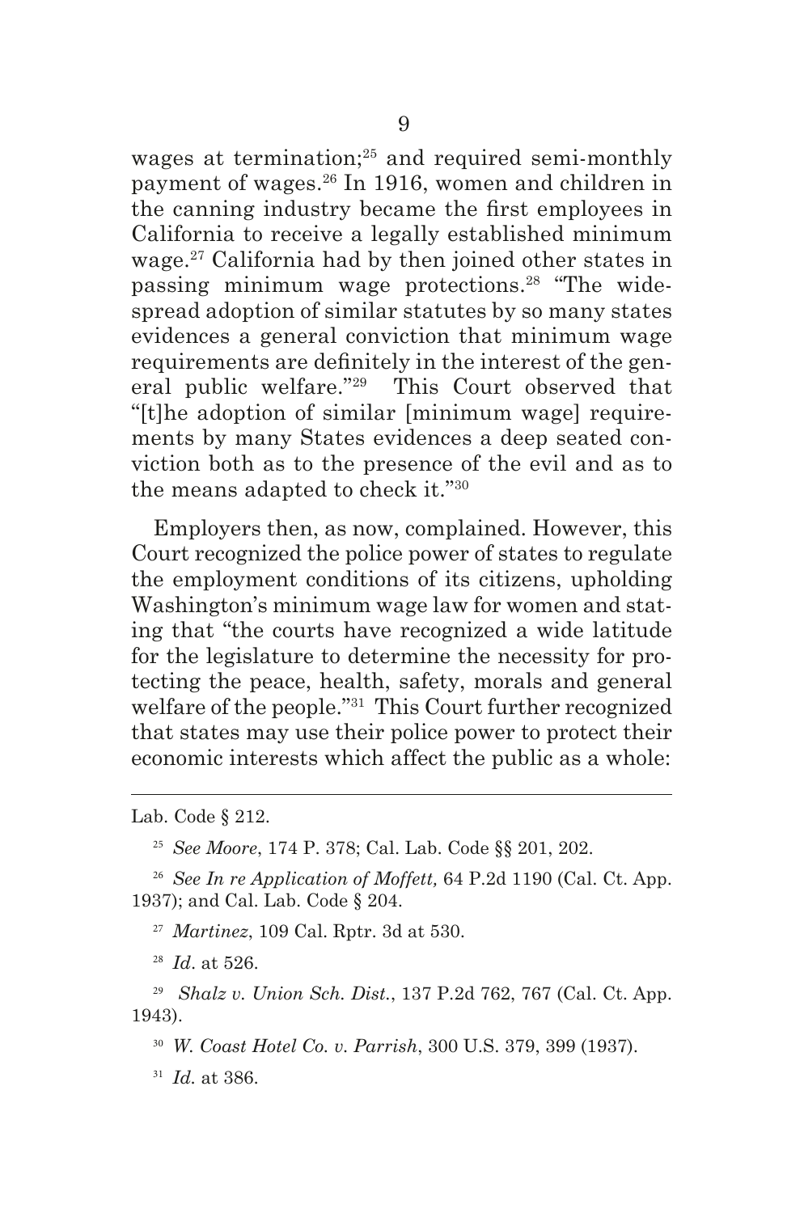wages at termination;[25] and required semi-monthly payment of wages.[26] In 1916, women and children in the canning industry became the first employees in California to receive a legally established minimum wage.[27] California had by then joined other states in passing minimum wage protections.[28] "The widespread adoption of similar statutes by so many states evidences a general conviction that minimum wage requirements are definitely in the interest of the general public welfare."[29] This Court observed that "[t]he adoption of similar [minimum wage] requirements by many States evidences a deep seated conviction both as to the presence of the evil and as to the means adapted to check it."[30]

Employers then, as now, complained. However, this Court recognized the police power of states to regulate the employment conditions of its citizens, upholding Washington's minimum wage law for women and stating that "the courts have recognized a wide latitude for the legislature to determine the necessity for protecting the peace, health, safety, morals and general welfare of the people."[31] This Court further recognized that states may use their police power to protect their economic interests which affect the public as a whole:

---

Lab. Code § 212.

[25] *See Moore*, 174 P. 378; Cal. Lab. Code §§ 201, 202.

[26] *See In re Application of Moffett,* 64 P.2d 1190 (Cal. Ct. App. 1937); and Cal. Lab. Code § 204.

[27] *Martinez*, 109 Cal. Rptr. 3d at 530.

[28] *Id*. at 526.

[29] *Shalz v. Union Sch. Dist.*, 137 P.2d 762, 767 (Cal. Ct. App. 1943).

[30] *W. Coast Hotel Co. v. Parrish*, 300 U.S. 379, 399 (1937).

[31] *Id.* at 386.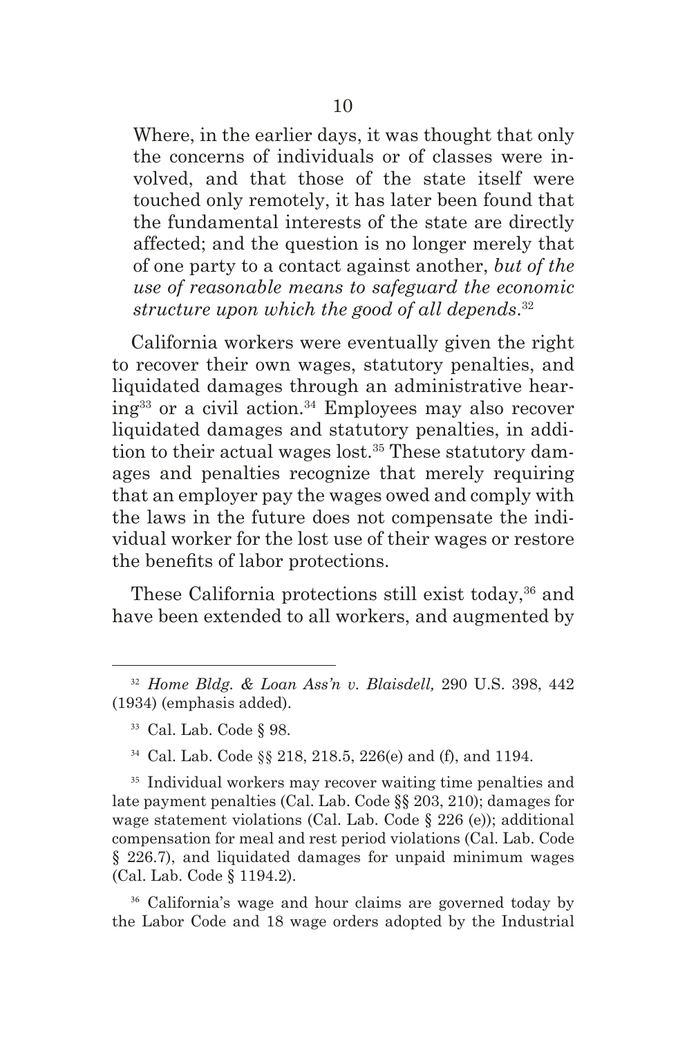> Where, in the earlier days, it was thought that only the concerns of individuals or of classes were involved, and that those of the state itself were touched only remotely, it has later been found that the fundamental interests of the state are directly affected; and the question is no longer merely that of one party to a contact against another, *but of the use of reasonable means to safeguard the economic structure upon which the good of all depends*.[32]

California workers were eventually given the right to recover their own wages, statutory penalties, and liquidated damages through an administrative hearing[33] or a civil action.[34] Employees may also recover liquidated damages and statutory penalties, in addition to their actual wages lost.[35] These statutory damages and penalties recognize that merely requiring that an employer pay the wages owed and comply with the laws in the future does not compensate the individual worker for the lost use of their wages or restore the benefits of labor protections.

These California protections still exist today,[36] and have been extended to all workers, and augmented by

---

[32] *Home Bldg. & Loan Ass'n v. Blaisdell,* 290 U.S. 398, 442 (1934) (emphasis added).

[33] Cal. Lab. Code § 98.

[34] Cal. Lab. Code §§ 218, 218.5, 226(e) and (f), and 1194.

[35] Individual workers may recover waiting time penalties and late payment penalties (Cal. Lab. Code §§ 203, 210); damages for wage statement violations (Cal. Lab. Code § 226 (e)); additional compensation for meal and rest period violations (Cal. Lab. Code § 226.7), and liquidated damages for unpaid minimum wages (Cal. Lab. Code § 1194.2).

[36] California's wage and hour claims are governed today by the Labor Code and 18 wage orders adopted by the Industrial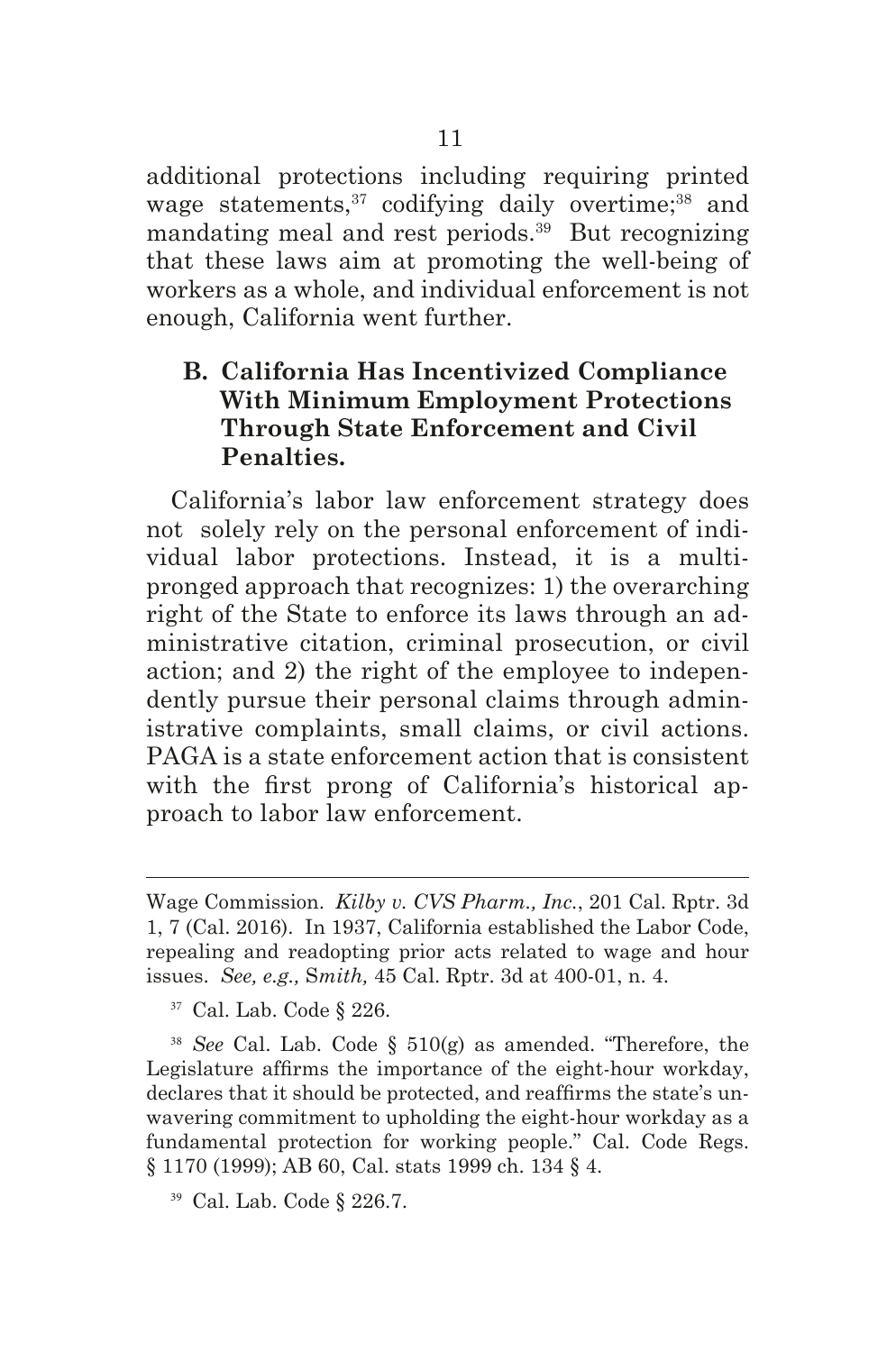additional protections including requiring printed wage statements,[37] codifying daily overtime;[38] and mandating meal and rest periods.[39] But recognizing that these laws aim at promoting the well-being of workers as a whole, and individual enforcement is not enough, California went further.

## B. California Has Incentivized Compliance With Minimum Employment Protections Through State Enforcement and Civil Penalties.

California's labor law enforcement strategy does not solely rely on the personal enforcement of individual labor protections. Instead, it is a multi-pronged approach that recognizes: 1) the overarching right of the State to enforce its laws through an administrative citation, criminal prosecution, or civil action; and 2) the right of the employee to independently pursue their personal claims through administrative complaints, small claims, or civil actions. PAGA is a state enforcement action that is consistent with the first prong of California's historical approach to labor law enforcement.

---

Wage Commission. *Kilby v. CVS Pharm., Inc.*, 201 Cal. Rptr. 3d 1, 7 (Cal. 2016). In 1937, California established the Labor Code, repealing and readopting prior acts related to wage and hour issues. *See, e.g.,* S*mith,* 45 Cal. Rptr. 3d at 400-01, n. 4.

[37] Cal. Lab. Code § 226.

[38] *See* Cal. Lab. Code § 510(g) as amended. "Therefore, the Legislature affirms the importance of the eight-hour workday, declares that it should be protected, and reaffirms the state's unwavering commitment to upholding the eight-hour workday as a fundamental protection for working people." Cal. Code Regs. § 1170 (1999); AB 60, Cal. stats 1999 ch. 134 § 4.

[39] Cal. Lab. Code § 226.7.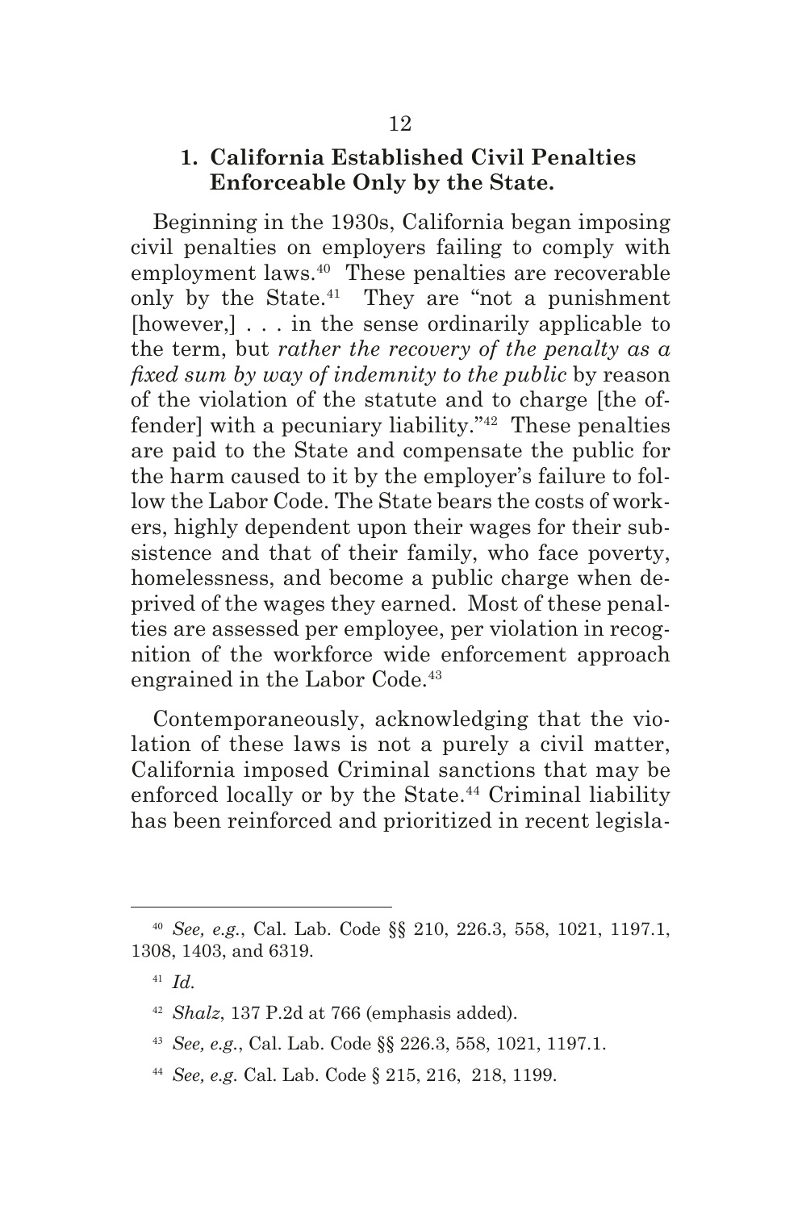### 1. California Established Civil Penalties Enforceable Only by the State.

Beginning in the 1930s, California began imposing civil penalties on employers failing to comply with employment laws.[40] These penalties are recoverable only by the State.[41] They are "not a punishment [however,] . . . in the sense ordinarily applicable to the term, but *rather the recovery of the penalty as a fixed sum by way of indemnity to the public* by reason of the violation of the statute and to charge [the offender] with a pecuniary liability."[42] These penalties are paid to the State and compensate the public for the harm caused to it by the employer's failure to follow the Labor Code. The State bears the costs of workers, highly dependent upon their wages for their subsistence and that of their family, who face poverty, homelessness, and become a public charge when deprived of the wages they earned. Most of these penalties are assessed per employee, per violation in recognition of the workforce wide enforcement approach engrained in the Labor Code.[43]

Contemporaneously, acknowledging that the violation of these laws is not a purely a civil matter, California imposed Criminal sanctions that may be enforced locally or by the State.[44] Criminal liability has been reinforced and prioritized in recent legisla-

---

[40] *See, e.g.*, Cal. Lab. Code §§ 210, 226.3, 558, 1021, 1197.1, 1308, 1403, and 6319.

[41] *Id.*

[42] *Shalz*, 137 P.2d at 766 (emphasis added).

[43] *See, e.g.*, Cal. Lab. Code §§ 226.3, 558, 1021, 1197.1.

[44] *See, e.g.* Cal. Lab. Code § 215, 216, 218, 1199.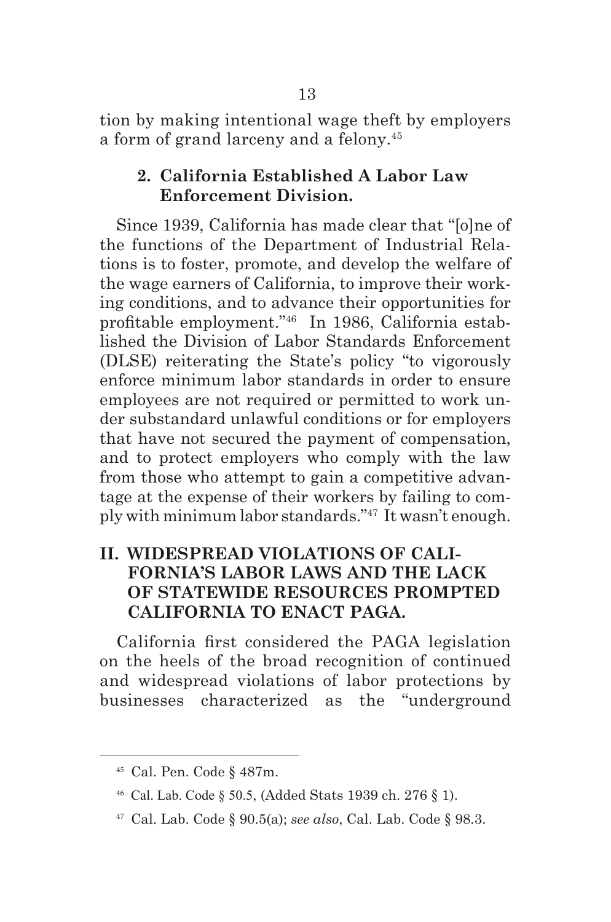tion by making intentional wage theft by employers a form of grand larceny and a felony.[45]

### 2. California Established A Labor Law Enforcement Division.

Since 1939, California has made clear that "[o]ne of the functions of the Department of Industrial Relations is to foster, promote, and develop the welfare of the wage earners of California, to improve their working conditions, and to advance their opportunities for profitable employment."[46] In 1986, California established the Division of Labor Standards Enforcement (DLSE) reiterating the State's policy "to vigorously enforce minimum labor standards in order to ensure employees are not required or permitted to work under substandard unlawful conditions or for employers that have not secured the payment of compensation, and to protect employers who comply with the law from those who attempt to gain a competitive advantage at the expense of their workers by failing to comply with minimum labor standards."[47] It wasn't enough.

## II. WIDESPREAD VIOLATIONS OF CALIFORNIA'S LABOR LAWS AND THE LACK OF STATEWIDE RESOURCES PROMPTED CALIFORNIA TO ENACT PAGA.

California first considered the PAGA legislation on the heels of the broad recognition of continued and widespread violations of labor protections by businesses characterized as the "underground

---

[45] Cal. Pen. Code § 487m.

[46] Cal. Lab. Code § 50.5, (Added Stats 1939 ch. 276 § 1).

[47] Cal. Lab. Code § 90.5(a); *see also*, Cal. Lab. Code § 98.3.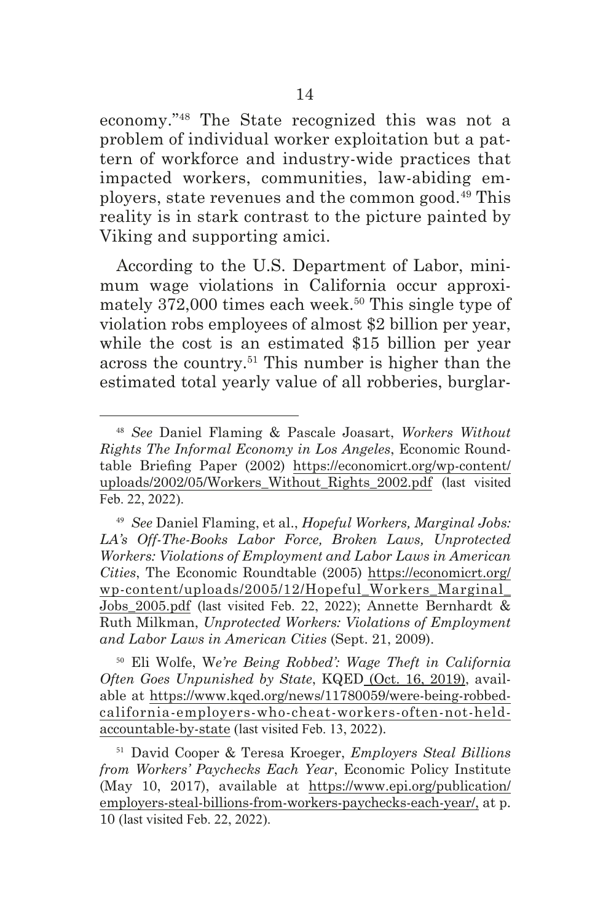economy."[48] The State recognized this was not a problem of individual worker exploitation but a pattern of workforce and industry-wide practices that impacted workers, communities, law-abiding employers, state revenues and the common good.[49] This reality is in stark contrast to the picture painted by Viking and supporting amici.

According to the U.S. Department of Labor, minimum wage violations in California occur approximately 372,000 times each week.[50] This single type of violation robs employees of almost $2 billion per year, while the cost is an estimated $15 billion per year across the country.[51] This number is higher than the estimated total yearly value of all robberies, burglar-

---

[48] *See* Daniel Flaming & Pascale Joasart, *Workers Without Rights The Informal Economy in Los Angeles*, Economic Roundtable Briefing Paper (2002) https://economicrt.org/wp-content/uploads/2002/05/Workers_Without_Rights_2002.pdf (last visited Feb. 22, 2022).

[49] *See* Daniel Flaming, et al., *Hopeful Workers, Marginal Jobs: LA's Off-The-Books Labor Force, Broken Laws, Unprotected Workers: Violations of Employment and Labor Laws in American Cities*, The Economic Roundtable (2005) https://economicrt.org/wp-content/uploads/2005/12/Hopeful_Workers_Marginal_Jobs_2005.pdf (last visited Feb. 22, 2022); Annette Bernhardt & Ruth Milkman, *Unprotected Workers: Violations of Employment and Labor Laws in American Cities* (Sept. 21, 2009).

[50] Eli Wolfe, W*e're Being Robbed': Wage Theft in California Often Goes Unpunished by State*, KQED (Oct. 16, 2019), available at https://www.kqed.org/news/11780059/were-being-robbed-california-employers-who-cheat-workers-often-not-held-accountable-by-state (last visited Feb. 13, 2022).

[51] David Cooper & Teresa Kroeger, *Employers Steal Billions from Workers' Paychecks Each Year*, Economic Policy Institute (May 10, 2017), available at https://www.epi.org/publication/employers-steal-billions-from-workers-paychecks-each-year/, at p. 10 (last visited Feb. 22, 2022).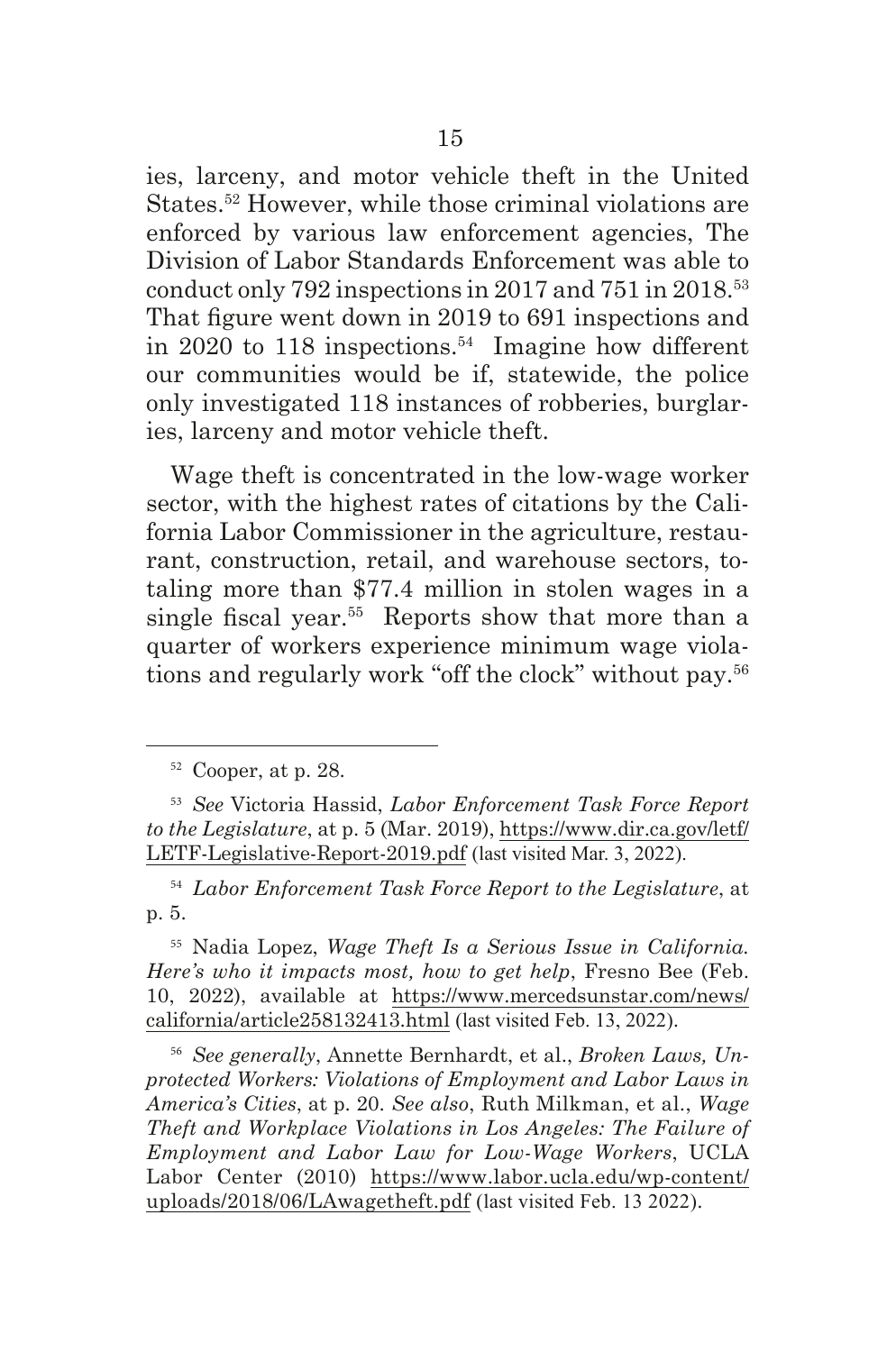ies, larceny, and motor vehicle theft in the United States.[52] However, while those criminal violations are enforced by various law enforcement agencies, The Division of Labor Standards Enforcement was able to conduct only 792 inspections in 2017 and 751 in 2018.[53] That figure went down in 2019 to 691 inspections and in 2020 to 118 inspections.[54] Imagine how different our communities would be if, statewide, the police only investigated 118 instances of robberies, burglaries, larceny and motor vehicle theft.

Wage theft is concentrated in the low-wage worker sector, with the highest rates of citations by the California Labor Commissioner in the agriculture, restaurant, construction, retail, and warehouse sectors, totaling more than $77.4 million in stolen wages in a single fiscal year.[55] Reports show that more than a quarter of workers experience minimum wage violations and regularly work "off the clock" without pay.[56]

---

[52] Cooper, at p. 28.

[53] *See* Victoria Hassid, *Labor Enforcement Task Force Report to the Legislature*, at p. 5 (Mar. 2019), https://www.dir.ca.gov/letf/LETF-Legislative-Report-2019.pdf (last visited Mar. 3, 2022).

[54] *Labor Enforcement Task Force Report to the Legislature*, at p. 5.

[55] Nadia Lopez, *Wage Theft Is a Serious Issue in California. Here's who it impacts most, how to get help*, Fresno Bee (Feb. 10, 2022), available at https://www.mercedsunstar.com/news/california/article258132413.html (last visited Feb. 13, 2022).

[56] *See generally*, Annette Bernhardt, et al., *Broken Laws, Unprotected Workers: Violations of Employment and Labor Laws in America's Cities*, at p. 20. *See also*, Ruth Milkman, et al., *Wage Theft and Workplace Violations in Los Angeles: The Failure of Employment and Labor Law for Low-Wage Workers*, UCLA Labor Center (2010) https://www.labor.ucla.edu/wp-content/uploads/2018/06/LAwagetheft.pdf (last visited Feb. 13 2022).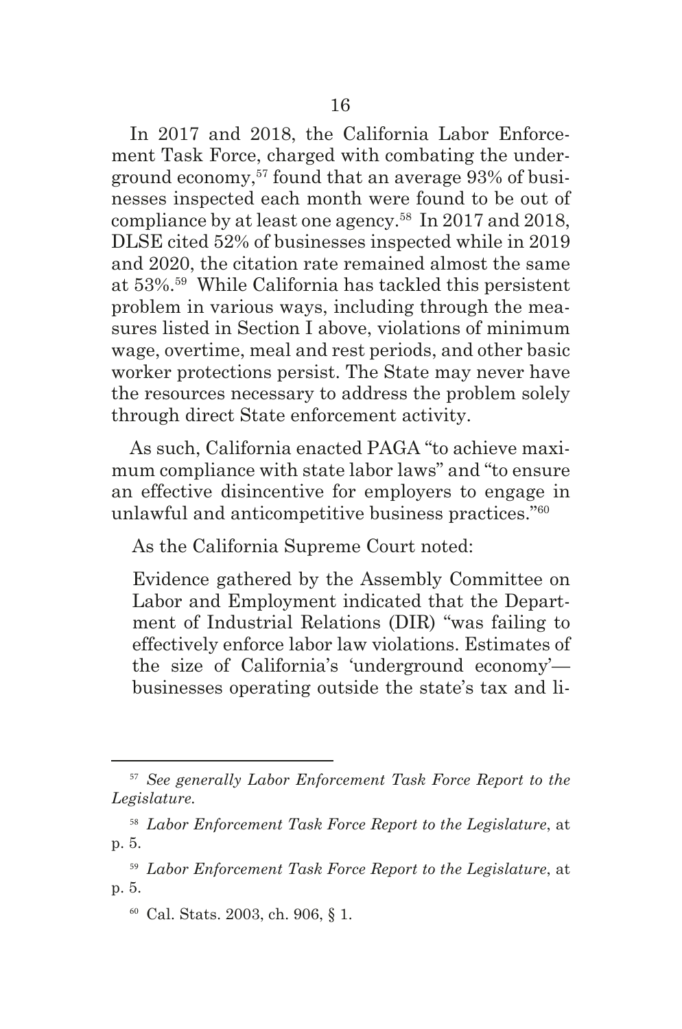In 2017 and 2018, the California Labor Enforcement Task Force, charged with combating the underground economy,[57] found that an average 93% of businesses inspected each month were found to be out of compliance by at least one agency.[58] In 2017 and 2018, DLSE cited 52% of businesses inspected while in 2019 and 2020, the citation rate remained almost the same at 53%.[59] While California has tackled this persistent problem in various ways, including through the measures listed in Section I above, violations of minimum wage, overtime, meal and rest periods, and other basic worker protections persist. The State may never have the resources necessary to address the problem solely through direct State enforcement activity.

As such, California enacted PAGA "to achieve maximum compliance with state labor laws" and "to ensure an effective disincentive for employers to engage in unlawful and anticompetitive business practices."[60]

As the California Supreme Court noted:

> Evidence gathered by the Assembly Committee on Labor and Employment indicated that the Department of Industrial Relations (DIR) "was failing to effectively enforce labor law violations. Estimates of the size of California's 'underground economy'—businesses operating outside the state's tax and li-

---

[57] *See generally Labor Enforcement Task Force Report to the Legislature.*

[58] *Labor Enforcement Task Force Report to the Legislature*, at p. 5.

[59] *Labor Enforcement Task Force Report to the Legislature*, at p. 5.

[60] Cal. Stats. 2003, ch. 906, § 1.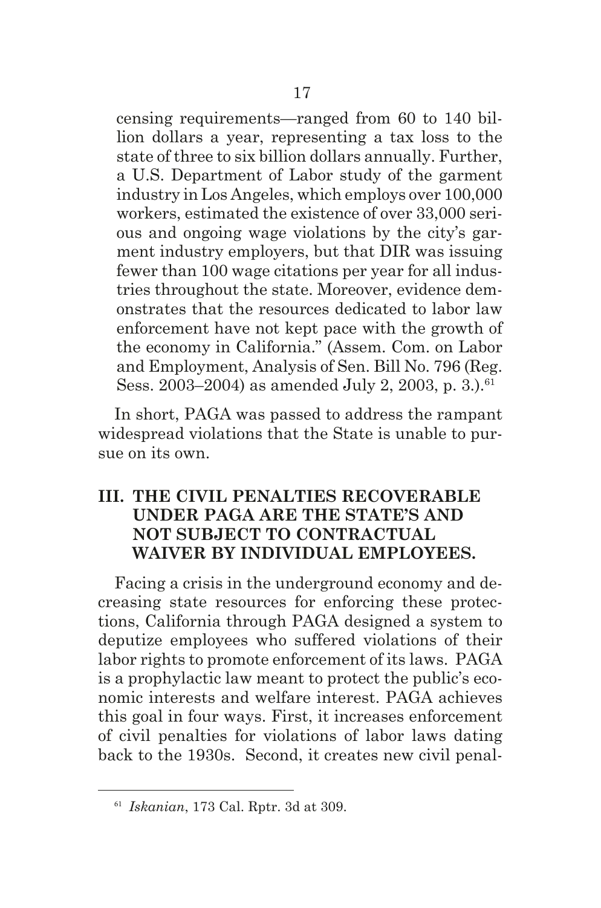censing requirements—ranged from 60 to 140 billion dollars a year, representing a tax loss to the state of three to six billion dollars annually. Further, a U.S. Department of Labor study of the garment industry in Los Angeles, which employs over 100,000 workers, estimated the existence of over 33,000 serious and ongoing wage violations by the city's garment industry employers, but that DIR was issuing fewer than 100 wage citations per year for all industries throughout the state. Moreover, evidence demonstrates that the resources dedicated to labor law enforcement have not kept pace with the growth of the economy in California." (Assem. Com. on Labor and Employment, Analysis of Sen. Bill No. 796 (Reg. Sess. 2003–2004) as amended July 2, 2003, p. 3.).[61]

In short, PAGA was passed to address the rampant widespread violations that the State is unable to pursue on its own.

## III. THE CIVIL PENALTIES RECOVERABLE UNDER PAGA ARE THE STATE'S AND NOT SUBJECT TO CONTRACTUAL WAIVER BY INDIVIDUAL EMPLOYEES.

Facing a crisis in the underground economy and decreasing state resources for enforcing these protections, California through PAGA designed a system to deputize employees who suffered violations of their labor rights to promote enforcement of its laws. PAGA is a prophylactic law meant to protect the public's economic interests and welfare interest. PAGA achieves this goal in four ways. First, it increases enforcement of civil penalties for violations of labor laws dating back to the 1930s. Second, it creates new civil penal-

[61] *Iskanian*, 173 Cal. Rptr. 3d at 309.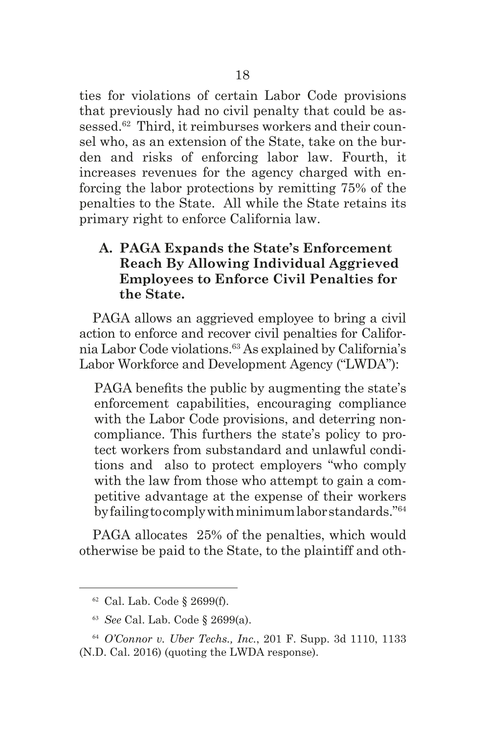ties for violations of certain Labor Code provisions that previously had no civil penalty that could be assessed.[62] Third, it reimburses workers and their counsel who, as an extension of the State, take on the burden and risks of enforcing labor law. Fourth, it increases revenues for the agency charged with enforcing the labor protections by remitting 75% of the penalties to the State. All while the State retains its primary right to enforce California law.

### A. PAGA Expands the State's Enforcement Reach By Allowing Individual Aggrieved Employees to Enforce Civil Penalties for the State.

PAGA allows an aggrieved employee to bring a civil action to enforce and recover civil penalties for California Labor Code violations.[63] As explained by California's Labor Workforce and Development Agency ("LWDA"):

> PAGA benefits the public by augmenting the state's enforcement capabilities, encouraging compliance with the Labor Code provisions, and deterring noncompliance. This furthers the state's policy to protect workers from substandard and unlawful conditions and also to protect employers "who comply with the law from those who attempt to gain a competitive advantage at the expense of their workers by failing to comply with minimum labor standards."[64]

PAGA allocates 25% of the penalties, which would otherwise be paid to the State, to the plaintiff and oth-

---

[62] Cal. Lab. Code § 2699(f).

[63] *See* Cal. Lab. Code § 2699(a).

[64] *O'Connor v. Uber Techs., Inc.*, 201 F. Supp. 3d 1110, 1133 (N.D. Cal. 2016) (quoting the LWDA response).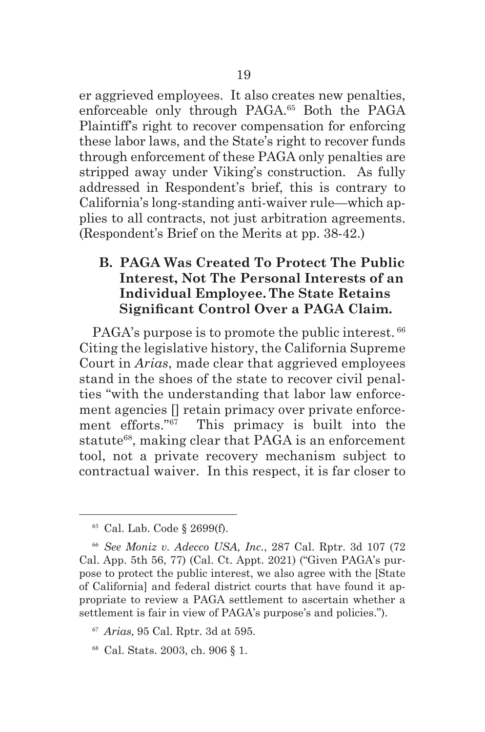er aggrieved employees. It also creates new penalties, enforceable only through PAGA.[65] Both the PAGA Plaintiff's right to recover compensation for enforcing these labor laws, and the State's right to recover funds through enforcement of these PAGA only penalties are stripped away under Viking's construction. As fully addressed in Respondent's brief, this is contrary to California's long-standing anti-waiver rule—which applies to all contracts, not just arbitration agreements. (Respondent's Brief on the Merits at pp. 38-42.)

### B. PAGA Was Created To Protect The Public Interest, Not The Personal Interests of an Individual Employee. The State Retains Significant Control Over a PAGA Claim.

PAGA's purpose is to promote the public interest.[66] Citing the legislative history, the California Supreme Court in *Arias*, made clear that aggrieved employees stand in the shoes of the state to recover civil penalties "with the understanding that labor law enforcement agencies [] retain primacy over private enforcement efforts."[67] This primacy is built into the statute[68], making clear that PAGA is an enforcement tool, not a private recovery mechanism subject to contractual waiver. In this respect, it is far closer to

---

[65] Cal. Lab. Code § 2699(f).

[66] *See Moniz v. Adecco USA, Inc.*, 287 Cal. Rptr. 3d 107 (72 Cal. App. 5th 56, 77) (Cal. Ct. Appt. 2021) ("Given PAGA's purpose to protect the public interest, we also agree with the [State of California] and federal district courts that have found it appropriate to review a PAGA settlement to ascertain whether a settlement is fair in view of PAGA's purpose's and policies.").

[67] *Arias,* 95 Cal. Rptr. 3d at 595.

[68] Cal. Stats. 2003, ch. 906 § 1.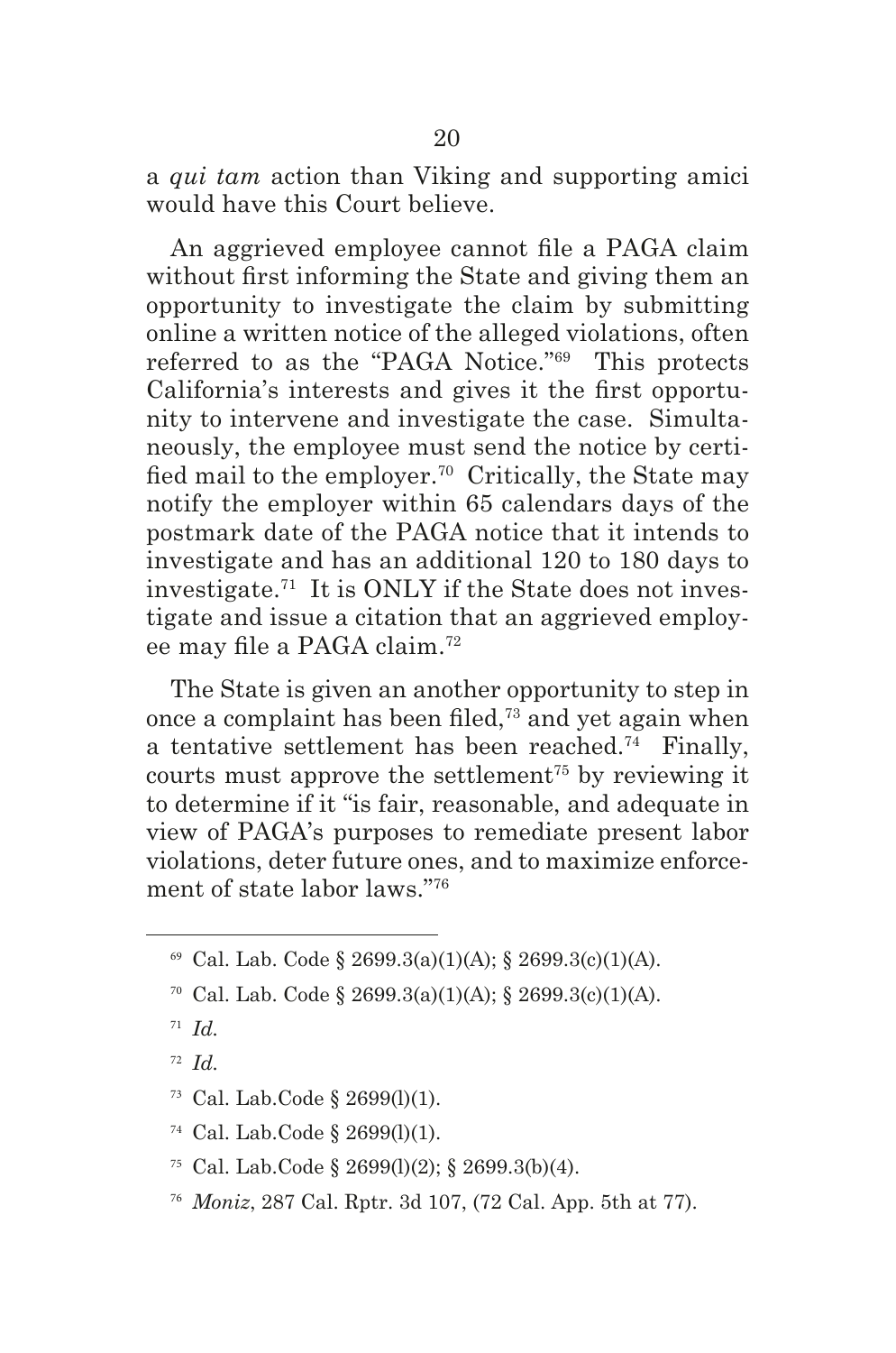a *qui tam* action than Viking and supporting amici would have this Court believe.

An aggrieved employee cannot file a PAGA claim without first informing the State and giving them an opportunity to investigate the claim by submitting online a written notice of the alleged violations, often referred to as the "PAGA Notice."[69] This protects California's interests and gives it the first opportunity to intervene and investigate the case. Simultaneously, the employee must send the notice by certified mail to the employer.[70] Critically, the State may notify the employer within 65 calendars days of the postmark date of the PAGA notice that it intends to investigate and has an additional 120 to 180 days to investigate.[71] It is ONLY if the State does not investigate and issue a citation that an aggrieved employee may file a PAGA claim.[72]

The State is given an another opportunity to step in once a complaint has been filed,[73] and yet again when a tentative settlement has been reached.[74] Finally, courts must approve the settlement[75] by reviewing it to determine if it "is fair, reasonable, and adequate in view of PAGA's purposes to remediate present labor violations, deter future ones, and to maximize enforcement of state labor laws."[76]

---

[69] Cal. Lab. Code § 2699.3(a)(1)(A); § 2699.3(c)(1)(A).

[70] Cal. Lab. Code § 2699.3(a)(1)(A); § 2699.3(c)(1)(A).

[71] *Id.*

[72] *Id.*

[73] Cal. Lab.Code § 2699(l)(1).

[74] Cal. Lab.Code § 2699(l)(1).

[75] Cal. Lab.Code § 2699(l)(2); § 2699.3(b)(4).

[76] *Moniz*, 287 Cal. Rptr. 3d 107, (72 Cal. App. 5th at 77).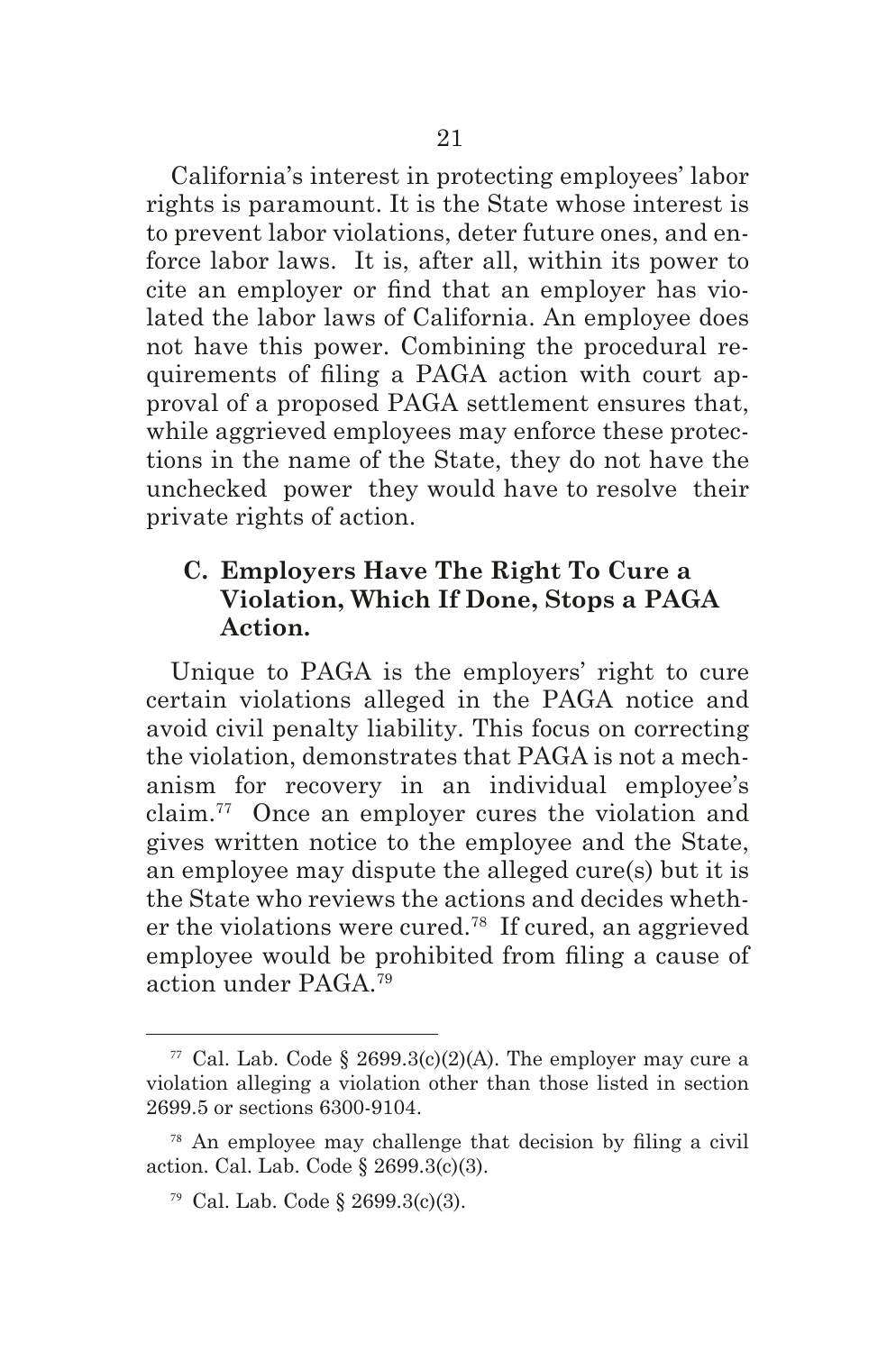California's interest in protecting employees' labor rights is paramount. It is the State whose interest is to prevent labor violations, deter future ones, and enforce labor laws. It is, after all, within its power to cite an employer or find that an employer has violated the labor laws of California. An employee does not have this power. Combining the procedural requirements of filing a PAGA action with court approval of a proposed PAGA settlement ensures that, while aggrieved employees may enforce these protections in the name of the State, they do not have the unchecked power they would have to resolve their private rights of action.

### C. Employers Have The Right To Cure a Violation, Which If Done, Stops a PAGA Action.

Unique to PAGA is the employers' right to cure certain violations alleged in the PAGA notice and avoid civil penalty liability. This focus on correcting the violation, demonstrates that PAGA is not a mechanism for recovery in an individual employee's claim.[77] Once an employer cures the violation and gives written notice to the employee and the State, an employee may dispute the alleged cure(s) but it is the State who reviews the actions and decides whether the violations were cured.[78] If cured, an aggrieved employee would be prohibited from filing a cause of action under PAGA.[79]

---

[77] Cal. Lab. Code § 2699.3(c)(2)(A). The employer may cure a violation alleging a violation other than those listed in section 2699.5 or sections 6300-9104.

[78] An employee may challenge that decision by filing a civil action. Cal. Lab. Code § 2699.3(c)(3).

[79] Cal. Lab. Code § 2699.3(c)(3).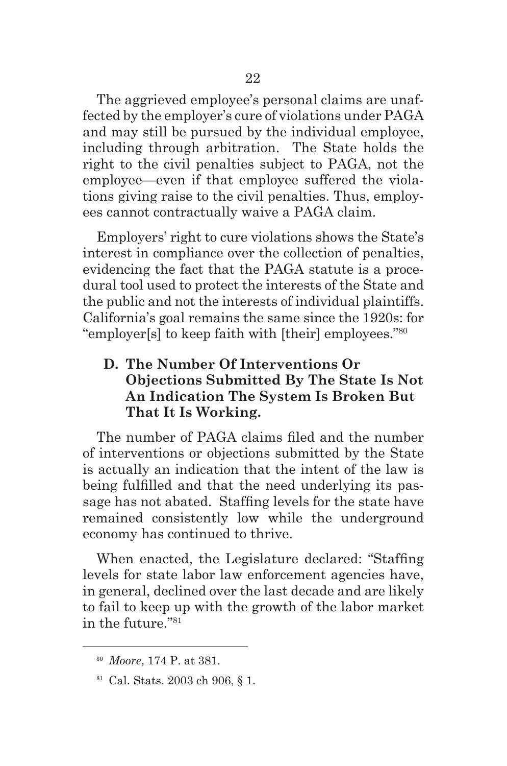The aggrieved employee's personal claims are unaffected by the employer's cure of violations under PAGA and may still be pursued by the individual employee, including through arbitration. The State holds the right to the civil penalties subject to PAGA, not the employee—even if that employee suffered the violations giving raise to the civil penalties. Thus, employees cannot contractually waive a PAGA claim.

Employers' right to cure violations shows the State's interest in compliance over the collection of penalties, evidencing the fact that the PAGA statute is a procedural tool used to protect the interests of the State and the public and not the interests of individual plaintiffs. California's goal remains the same since the 1920s: for "employer[s] to keep faith with [their] employees."[80]

### D. The Number Of Interventions Or Objections Submitted By The State Is Not An Indication The System Is Broken But That It Is Working.

The number of PAGA claims filed and the number of interventions or objections submitted by the State is actually an indication that the intent of the law is being fulfilled and that the need underlying its passage has not abated. Staffing levels for the state have remained consistently low while the underground economy has continued to thrive.

When enacted, the Legislature declared: "Staffing levels for state labor law enforcement agencies have, in general, declined over the last decade and are likely to fail to keep up with the growth of the labor market in the future."[81]

---

[80] *Moore*, 174 P. at 381.

[81] Cal. Stats. 2003 ch 906, § 1.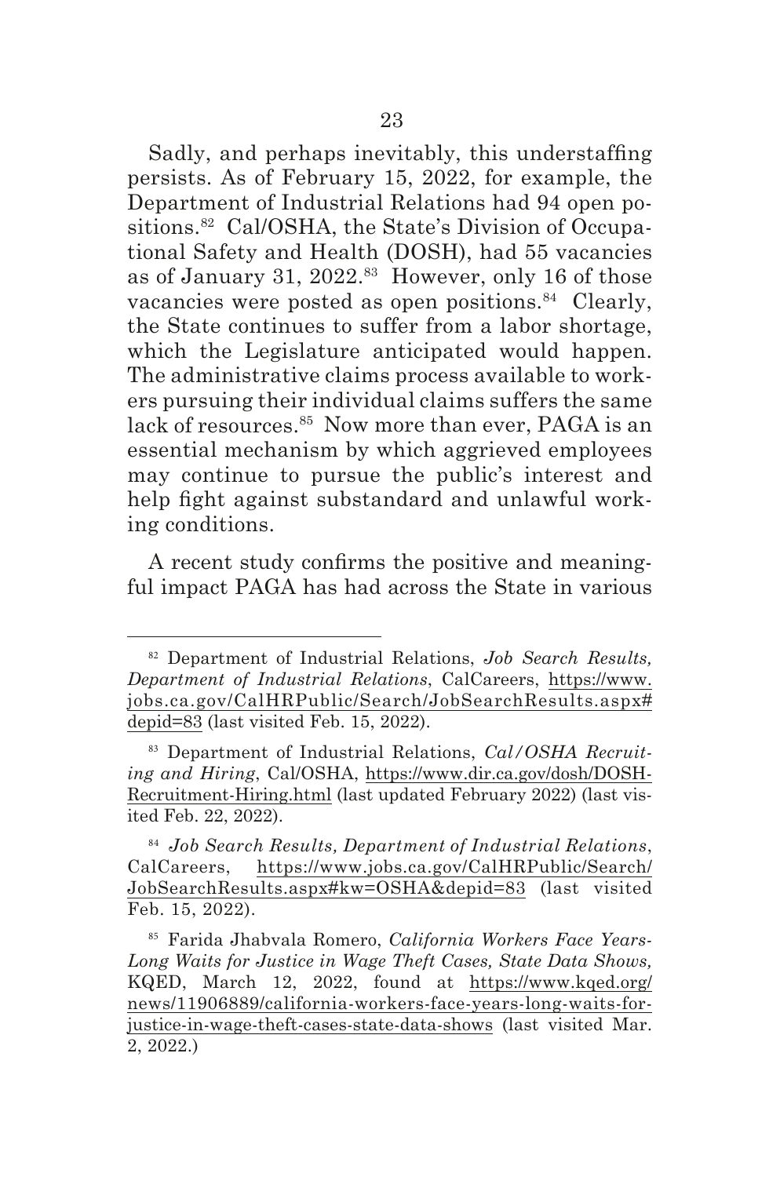Sadly, and perhaps inevitably, this understaffing persists. As of February 15, 2022, for example, the Department of Industrial Relations had 94 open positions.[82] Cal/OSHA, the State's Division of Occupational Safety and Health (DOSH), had 55 vacancies as of January 31, 2022.[83] However, only 16 of those vacancies were posted as open positions.[84] Clearly, the State continues to suffer from a labor shortage, which the Legislature anticipated would happen. The administrative claims process available to workers pursuing their individual claims suffers the same lack of resources.[85] Now more than ever, PAGA is an essential mechanism by which aggrieved employees may continue to pursue the public's interest and help fight against substandard and unlawful working conditions.

A recent study confirms the positive and meaningful impact PAGA has had across the State in various

---

[82] Department of Industrial Relations, *Job Search Results, Department of Industrial Relations*, CalCareers, https://www.jobs.ca.gov/CalHRPublic/Search/JobSearchResults.aspx#depid=83 (last visited Feb. 15, 2022).

[83] Department of Industrial Relations, *Cal/OSHA Recruiting and Hiring*, Cal/OSHA, https://www.dir.ca.gov/dosh/DOSH-Recruitment-Hiring.html (last updated February 2022) (last visited Feb. 22, 2022).

[84] *Job Search Results, Department of Industrial Relations*, CalCareers, https://www.jobs.ca.gov/CalHRPublic/Search/JobSearchResults.aspx#kw=OSHA&depid=83 (last visited Feb. 15, 2022).

[85] Farida Jhabvala Romero, *California Workers Face Years-Long Waits for Justice in Wage Theft Cases, State Data Shows,* KQED, March 12, 2022, found at https://www.kqed.org/news/11906889/california-workers-face-years-long-waits-for-justice-in-wage-theft-cases-state-data-shows (last visited Mar. 2, 2022.)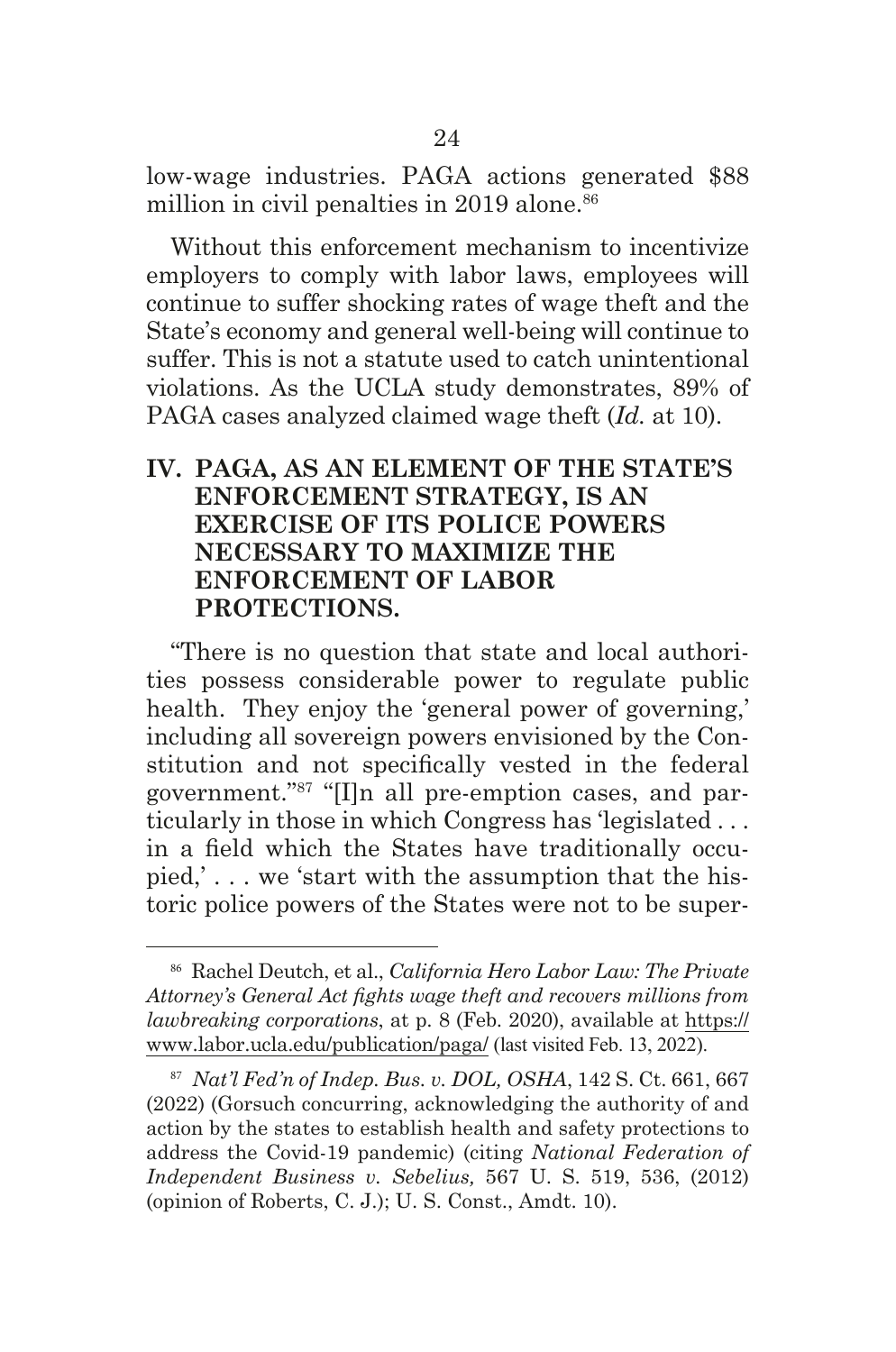low-wage industries. PAGA actions generated $88 million in civil penalties in 2019 alone.[86]

Without this enforcement mechanism to incentivize employers to comply with labor laws, employees will continue to suffer shocking rates of wage theft and the State's economy and general well-being will continue to suffer. This is not a statute used to catch unintentional violations. As the UCLA study demonstrates, 89% of PAGA cases analyzed claimed wage theft (*Id.* at 10).

## IV. PAGA, AS AN ELEMENT OF THE STATE'S ENFORCEMENT STRATEGY, IS AN EXERCISE OF ITS POLICE POWERS NECESSARY TO MAXIMIZE THE ENFORCEMENT OF LABOR PROTECTIONS.

"There is no question that state and local authorities possess considerable power to regulate public health. They enjoy the 'general power of governing,' including all sovereign powers envisioned by the Constitution and not specifically vested in the federal government."[87] "[I]n all pre-emption cases, and particularly in those in which Congress has 'legislated . . . in a field which the States have traditionally occupied,' . . . we 'start with the assumption that the historic police powers of the States were not to be super-

---

[86] Rachel Deutch, et al., *California Hero Labor Law: The Private Attorney's General Act fights wage theft and recovers millions from lawbreaking corporations*, at p. 8 (Feb. 2020), available at https://www.labor.ucla.edu/publication/paga/ (last visited Feb. 13, 2022).

[87] *Nat'l Fed'n of Indep. Bus. v. DOL, OSHA*, 142 S. Ct. 661, 667 (2022) (Gorsuch concurring, acknowledging the authority of and action by the states to establish health and safety protections to address the Covid-19 pandemic) (citing *National Federation of Independent Business v. Sebelius,* 567 U. S. 519, 536, (2012) (opinion of Roberts, C. J.); U. S. Const., Amdt. 10).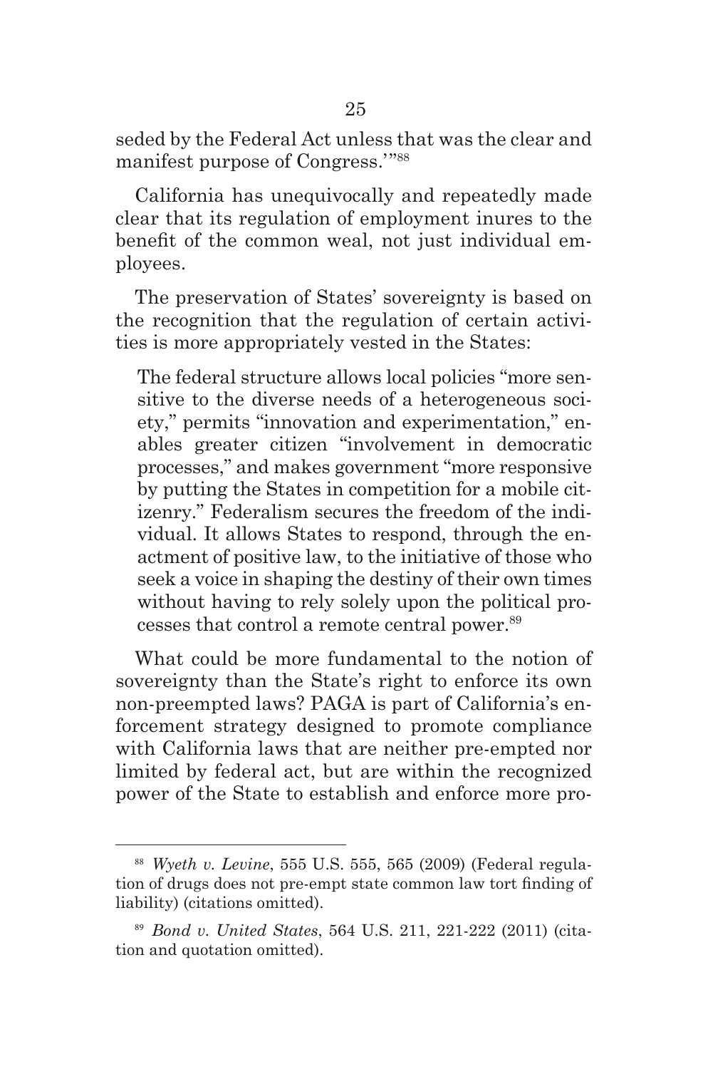seded by the Federal Act unless that was the clear and manifest purpose of Congress.'"[88]

California has unequivocally and repeatedly made clear that its regulation of employment inures to the benefit of the common weal, not just individual employees.

The preservation of States' sovereignty is based on the recognition that the regulation of certain activities is more appropriately vested in the States:

> The federal structure allows local policies "more sensitive to the diverse needs of a heterogeneous society," permits "innovation and experimentation," enables greater citizen "involvement in democratic processes," and makes government "more responsive by putting the States in competition for a mobile citizenry." Federalism secures the freedom of the individual. It allows States to respond, through the enactment of positive law, to the initiative of those who seek a voice in shaping the destiny of their own times without having to rely solely upon the political processes that control a remote central power.[89]

What could be more fundamental to the notion of sovereignty than the State's right to enforce its own non-preempted laws? PAGA is part of California's enforcement strategy designed to promote compliance with California laws that are neither pre-empted nor limited by federal act, but are within the recognized power of the State to establish and enforce more pro-

---

[88] *Wyeth v. Levine*, 555 U.S. 555, 565 (2009) (Federal regulation of drugs does not pre-empt state common law tort finding of liability) (citations omitted).

[89] *Bond v. United States*, 564 U.S. 211, 221-222 (2011) (citation and quotation omitted).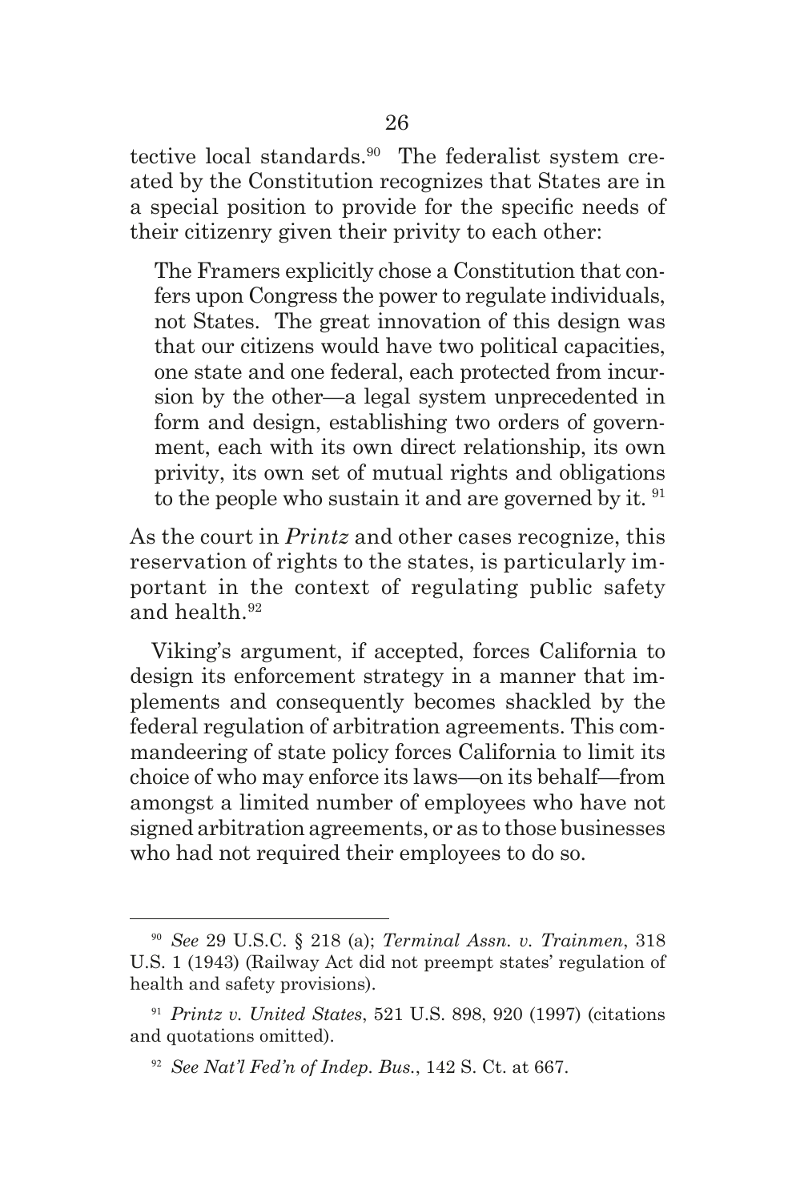tective local standards.[90] The federalist system created by the Constitution recognizes that States are in a special position to provide for the specific needs of their citizenry given their privity to each other:

> The Framers explicitly chose a Constitution that confers upon Congress the power to regulate individuals, not States. The great innovation of this design was that our citizens would have two political capacities, one state and one federal, each protected from incursion by the other—a legal system unprecedented in form and design, establishing two orders of government, each with its own direct relationship, its own privity, its own set of mutual rights and obligations to the people who sustain it and are governed by it. [91]

As the court in *Printz* and other cases recognize, this reservation of rights to the states, is particularly important in the context of regulating public safety and health.[92]

Viking's argument, if accepted, forces California to design its enforcement strategy in a manner that implements and consequently becomes shackled by the federal regulation of arbitration agreements. This commandeering of state policy forces California to limit its choice of who may enforce its laws—on its behalf—from amongst a limited number of employees who have not signed arbitration agreements, or as to those businesses who had not required their employees to do so.

---

[90] *See* 29 U.S.C. § 218 (a); *Terminal Assn. v. Trainmen*, 318 U.S. 1 (1943) (Railway Act did not preempt states' regulation of health and safety provisions).

[91] *Printz v. United States*, 521 U.S. 898, 920 (1997) (citations and quotations omitted).

[92] *See Nat'l Fed'n of Indep. Bus.*, 142 S. Ct. at 667.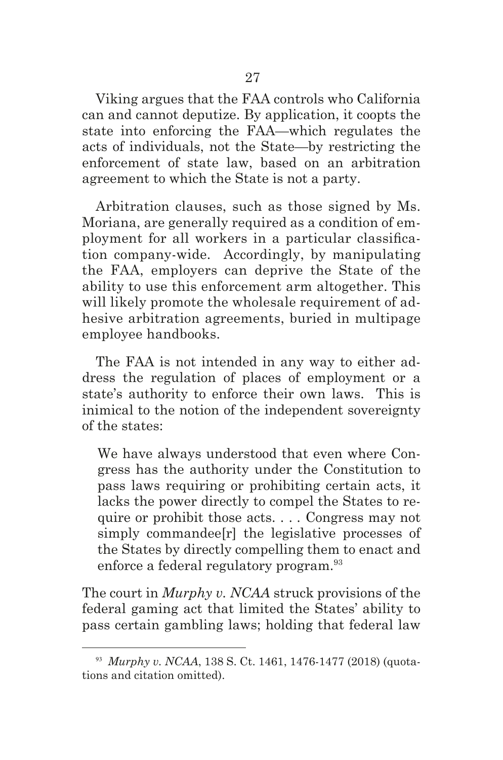Viking argues that the FAA controls who California can and cannot deputize. By application, it coopts the state into enforcing the FAA—which regulates the acts of individuals, not the State—by restricting the enforcement of state law, based on an arbitration agreement to which the State is not a party.

Arbitration clauses, such as those signed by Ms. Moriana, are generally required as a condition of employment for all workers in a particular classification company-wide. Accordingly, by manipulating the FAA, employers can deprive the State of the ability to use this enforcement arm altogether. This will likely promote the wholesale requirement of adhesive arbitration agreements, buried in multipage employee handbooks.

The FAA is not intended in any way to either address the regulation of places of employment or a state's authority to enforce their own laws. This is inimical to the notion of the independent sovereignty of the states:

> We have always understood that even where Congress has the authority under the Constitution to pass laws requiring or prohibiting certain acts, it lacks the power directly to compel the States to require or prohibit those acts. . . . Congress may not simply commandee[r] the legislative processes of the States by directly compelling them to enact and enforce a federal regulatory program.[93]

The court in *Murphy v. NCAA* struck provisions of the federal gaming act that limited the States' ability to pass certain gambling laws; holding that federal law

---

[93] *Murphy v. NCAA*, 138 S. Ct. 1461, 1476-1477 (2018) (quotations and citation omitted).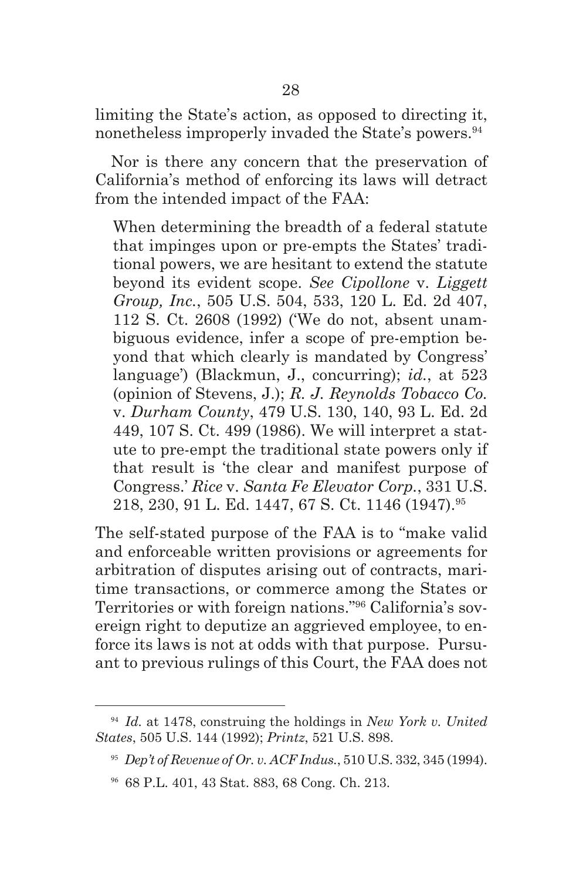limiting the State's action, as opposed to directing it, nonetheless improperly invaded the State's powers.[94]

Nor is there any concern that the preservation of California's method of enforcing its laws will detract from the intended impact of the FAA:

> When determining the breadth of a federal statute that impinges upon or pre-empts the States' traditional powers, we are hesitant to extend the statute beyond its evident scope. *See Cipollone* v. *Liggett Group, Inc.*, 505 U.S. 504, 533, 120 L. Ed. 2d 407, 112 S. Ct. 2608 (1992) ('We do not, absent unambiguous evidence, infer a scope of pre-emption beyond that which clearly is mandated by Congress' language') (Blackmun, J., concurring); *id.*, at 523 (opinion of Stevens, J.); *R. J. Reynolds Tobacco Co.* v. *Durham County*, 479 U.S. 130, 140, 93 L. Ed. 2d 449, 107 S. Ct. 499 (1986). We will interpret a statute to pre-empt the traditional state powers only if that result is 'the clear and manifest purpose of Congress.' *Rice* v. *Santa Fe Elevator Corp.*, 331 U.S. 218, 230, 91 L. Ed. 1447, 67 S. Ct. 1146 (1947).[95]

The self-stated purpose of the FAA is to "make valid and enforceable written provisions or agreements for arbitration of disputes arising out of contracts, maritime transactions, or commerce among the States or Territories or with foreign nations."[96] California's sovereign right to deputize an aggrieved employee, to enforce its laws is not at odds with that purpose. Pursuant to previous rulings of this Court, the FAA does not

---

[94] *Id.* at 1478, construing the holdings in *New York v. United States*, 505 U.S. 144 (1992); *Printz*, 521 U.S. 898.

[95] *Dep't of Revenue of Or. v. ACF Indus.*, 510 U.S. 332, 345 (1994).

[96] 68 P.L. 401, 43 Stat. 883, 68 Cong. Ch. 213.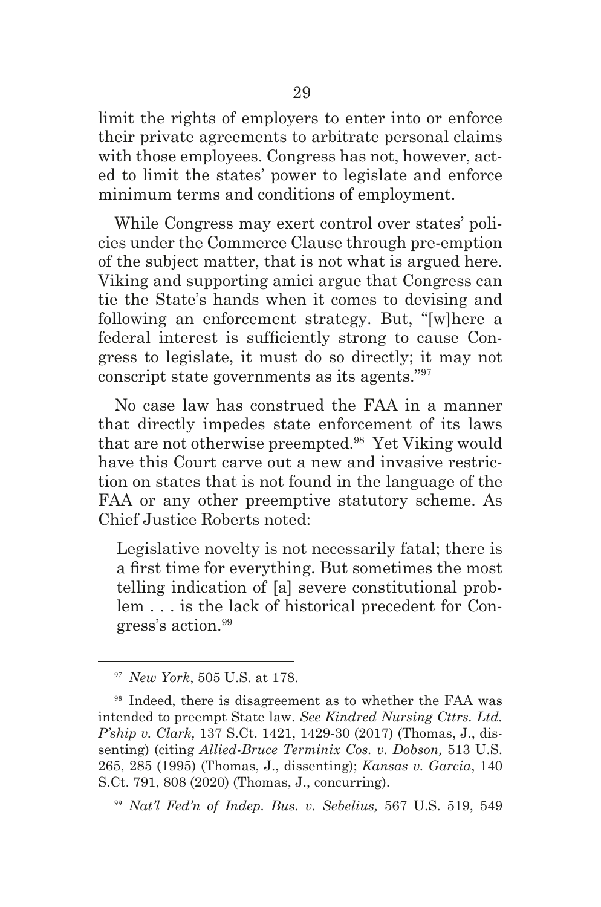limit the rights of employers to enter into or enforce their private agreements to arbitrate personal claims with those employees. Congress has not, however, acted to limit the states' power to legislate and enforce minimum terms and conditions of employment.

While Congress may exert control over states' policies under the Commerce Clause through pre-emption of the subject matter, that is not what is argued here. Viking and supporting amici argue that Congress can tie the State's hands when it comes to devising and following an enforcement strategy. But, "[w]here a federal interest is sufficiently strong to cause Congress to legislate, it must do so directly; it may not conscript state governments as its agents."[97]

No case law has construed the FAA in a manner that directly impedes state enforcement of its laws that are not otherwise preempted.[98] Yet Viking would have this Court carve out a new and invasive restriction on states that is not found in the language of the FAA or any other preemptive statutory scheme. As Chief Justice Roberts noted:

> Legislative novelty is not necessarily fatal; there is a first time for everything. But sometimes the most telling indication of [a] severe constitutional problem . . . is the lack of historical precedent for Congress's action.[99]

---

[97] *New York*, 505 U.S. at 178.

[98] Indeed, there is disagreement as to whether the FAA was intended to preempt State law. *See Kindred Nursing Cttrs. Ltd. P'ship v. Clark,* 137 S.Ct. 1421, 1429-30 (2017) (Thomas, J., dissenting) (citing *Allied-Bruce Terminix Cos. v. Dobson,* 513 U.S. 265, 285 (1995) (Thomas, J., dissenting); *Kansas v. Garcia*, 140 S.Ct. 791, 808 (2020) (Thomas, J., concurring).

[99] *Nat'l Fed'n of Indep. Bus. v. Sebelius,* 567 U.S. 519, 549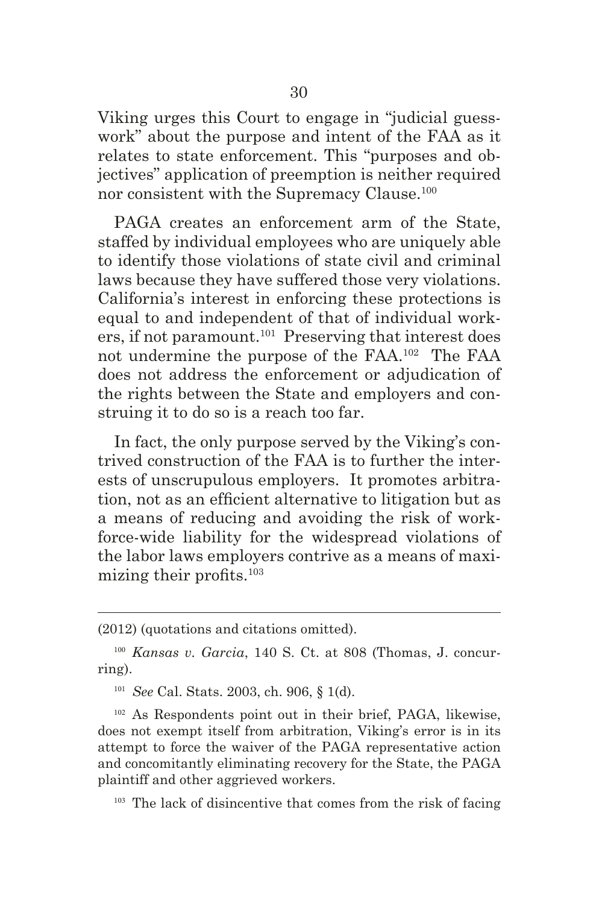Viking urges this Court to engage in "judicial guesswork" about the purpose and intent of the FAA as it relates to state enforcement. This "purposes and objectives" application of preemption is neither required nor consistent with the Supremacy Clause.[100]

PAGA creates an enforcement arm of the State, staffed by individual employees who are uniquely able to identify those violations of state civil and criminal laws because they have suffered those very violations. California's interest in enforcing these protections is equal to and independent of that of individual workers, if not paramount.[101] Preserving that interest does not undermine the purpose of the FAA.[102] The FAA does not address the enforcement or adjudication of the rights between the State and employers and construing it to do so is a reach too far.

In fact, the only purpose served by the Viking's contrived construction of the FAA is to further the interests of unscrupulous employers. It promotes arbitration, not as an efficient alternative to litigation but as a means of reducing and avoiding the risk of workforce-wide liability for the widespread violations of the labor laws employers contrive as a means of maximizing their profits.[103]

---

(2012) (quotations and citations omitted).

[100] *Kansas v. Garcia*, 140 S. Ct. at 808 (Thomas, J. concurring).

[101] *See* Cal. Stats. 2003, ch. 906, § 1(d).

[102] As Respondents point out in their brief, PAGA, likewise, does not exempt itself from arbitration, Viking's error is in its attempt to force the waiver of the PAGA representative action and concomitantly eliminating recovery for the State, the PAGA plaintiff and other aggrieved workers.

[103] The lack of disincentive that comes from the risk of facing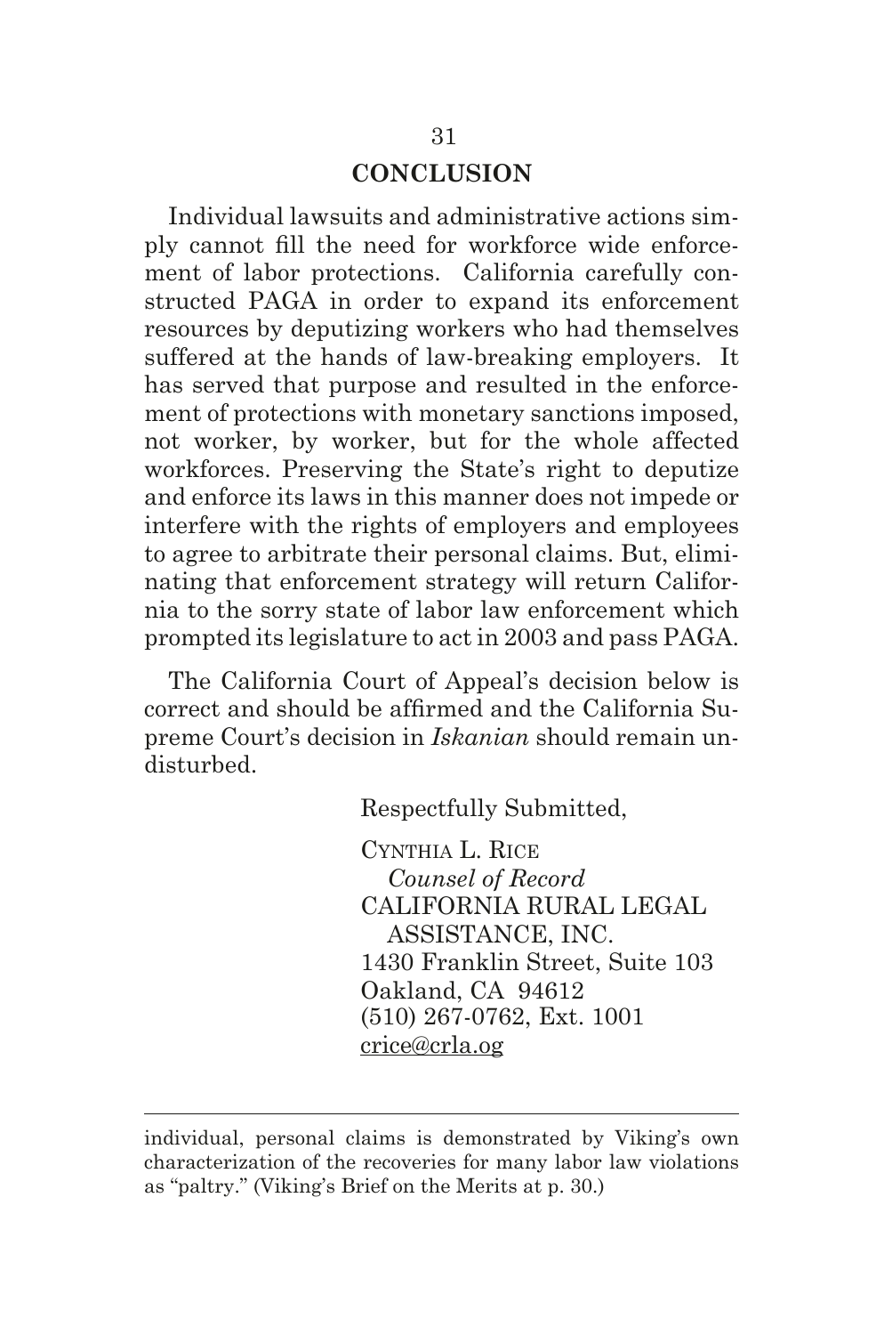## CONCLUSION

Individual lawsuits and administrative actions simply cannot fill the need for workforce wide enforcement of labor protections. California carefully constructed PAGA in order to expand its enforcement resources by deputizing workers who had themselves suffered at the hands of law-breaking employers. It has served that purpose and resulted in the enforcement of protections with monetary sanctions imposed, not worker, by worker, but for the whole affected workforces. Preserving the State's right to deputize and enforce its laws in this manner does not impede or interfere with the rights of employers and employees to agree to arbitrate their personal claims. But, eliminating that enforcement strategy will return California to the sorry state of labor law enforcement which prompted its legislature to act in 2003 and pass PAGA.

The California Court of Appeal's decision below is correct and should be affirmed and the California Supreme Court's decision in *Iskanian* should remain undisturbed.

Respectfully Submitted,

CYNTHIA L. RICE
*Counsel of Record*
CALIFORNIA RURAL LEGAL ASSISTANCE, INC.
1430 Franklin Street, Suite 103
Oakland, CA 94612
(510) 267-0762, Ext. 1001
crice@crla.og

---

individual, personal claims is demonstrated by Viking's own characterization of the recoveries for many labor law violations as "paltry." (Viking's Brief on the Merits at p. 30.)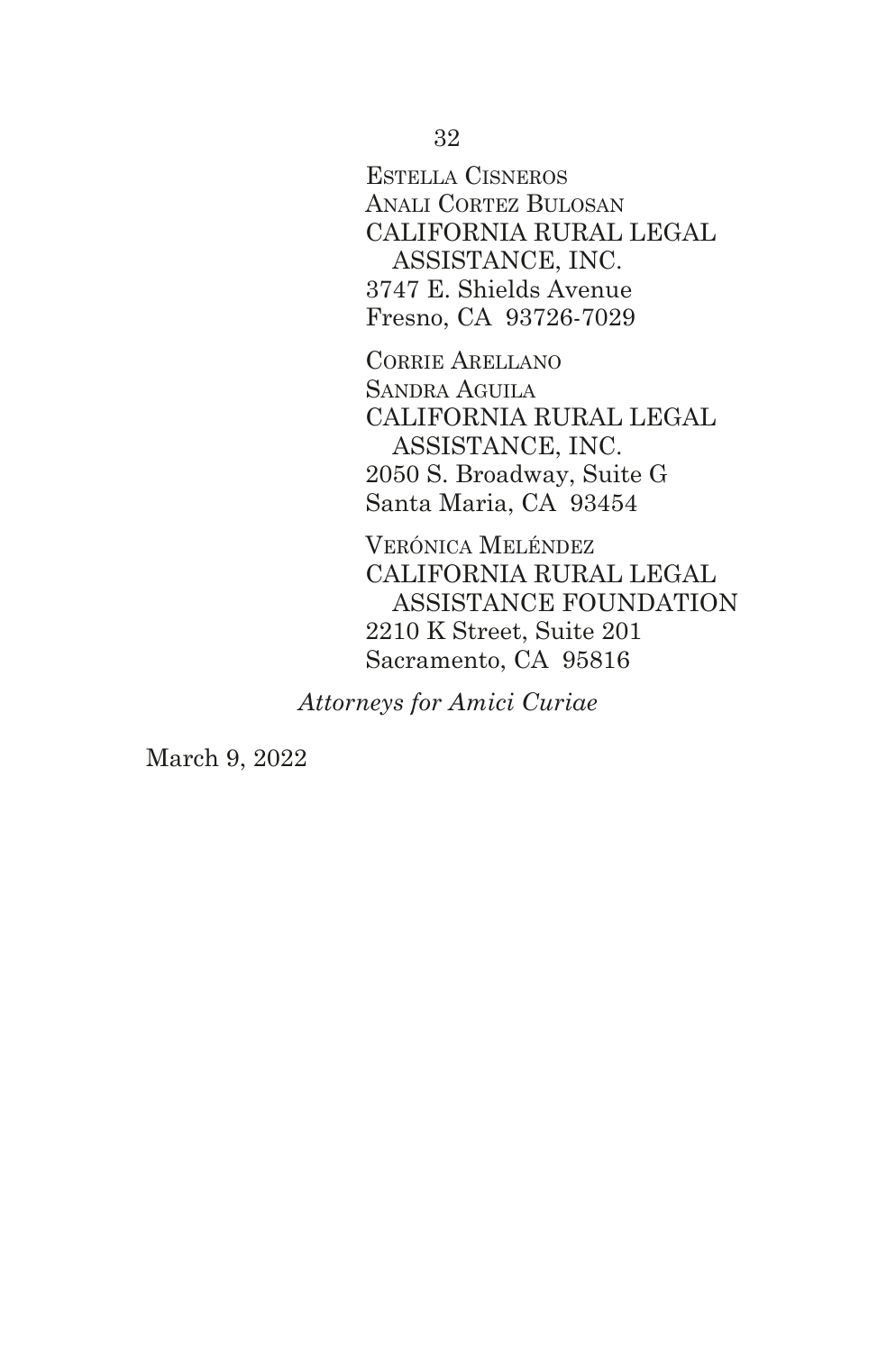ESTELLA CISNEROS
ANALI CORTEZ BULOSAN
CALIFORNIA RURAL LEGAL
ASSISTANCE, INC.
3747 E. Shields Avenue
Fresno, CA 93726-7029

CORRIE ARELLANO
SANDRA AGUILA
CALIFORNIA RURAL LEGAL
ASSISTANCE, INC.
2050 S. Broadway, Suite G
Santa Maria, CA 93454

VERÓNICA MELÉNDEZ
CALIFORNIA RURAL LEGAL
ASSISTANCE FOUNDATION
2210 K Street, Suite 201
Sacramento, CA 95816

*Attorneys for Amici Curiae*

March 9, 2022